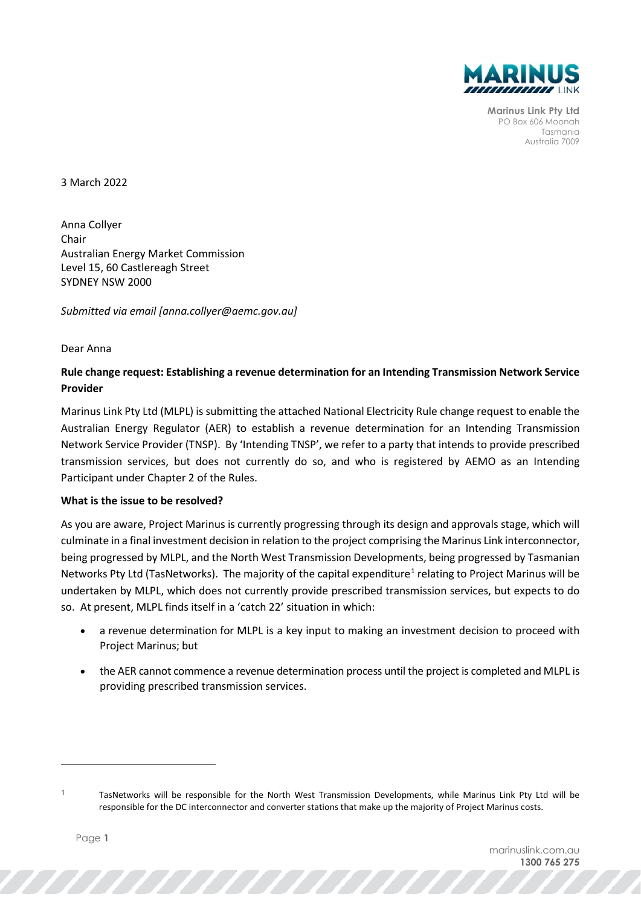Marinus Link Pty Ltd
PO Box 606 Moonah
Tasmania
Australia 7009

3 March 2022

Anna Collyer
Chair
Australian Energy Market Commission
Level 15, 60 Castlereagh Street
SYDNEY NSW 2000

*Submitted via email [anna.collyer@aemc.gov.au]*

Dear Anna

**Rule change request: Establishing a revenue determination for an Intending Transmission Network Service Provider**

Marinus Link Pty Ltd (MLPL) is submitting the attached National Electricity Rule change request to enable the Australian Energy Regulator (AER) to establish a revenue determination for an Intending Transmission Network Service Provider (TNSP). By 'Intending TNSP', we refer to a party that intends to provide prescribed transmission services, but does not currently do so, and who is registered by AEMO as an Intending Participant under Chapter 2 of the Rules.

**What is the issue to be resolved?**

As you are aware, Project Marinus is currently progressing through its design and approvals stage, which will culminate in a final investment decision in relation to the project comprising the Marinus Link interconnector, being progressed by MLPL, and the North West Transmission Developments, being progressed by Tasmanian Networks Pty Ltd (TasNetworks). The majority of the capital expenditure[1] relating to Project Marinus will be undertaken by MLPL, which does not currently provide prescribed transmission services, but expects to do so. At present, MLPL finds itself in a 'catch 22' situation in which:

- a revenue determination for MLPL is a key input to making an investment decision to proceed with Project Marinus; but
- the AER cannot commence a revenue determination process until the project is completed and MLPL is providing prescribed transmission services.

[1] TasNetworks will be responsible for the North West Transmission Developments, while Marinus Link Pty Ltd will be responsible for the DC interconnector and converter stations that make up the majority of Project Marinus costs.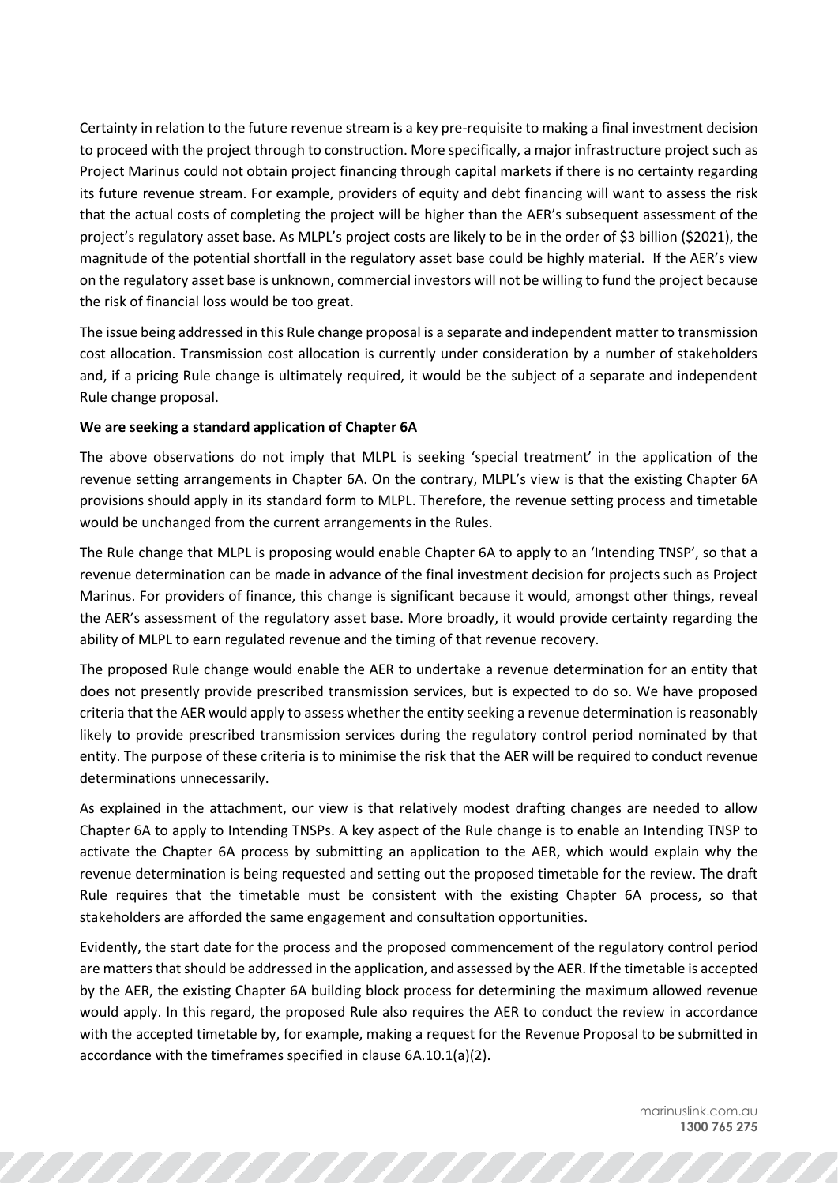Certainty in relation to the future revenue stream is a key pre-requisite to making a final investment decision to proceed with the project through to construction. More specifically, a major infrastructure project such as Project Marinus could not obtain project financing through capital markets if there is no certainty regarding its future revenue stream. For example, providers of equity and debt financing will want to assess the risk that the actual costs of completing the project will be higher than the AER's subsequent assessment of the project's regulatory asset base. As MLPL's project costs are likely to be in the order of $3 billion ($2021), the magnitude of the potential shortfall in the regulatory asset base could be highly material. If the AER's view on the regulatory asset base is unknown, commercial investors will not be willing to fund the project because the risk of financial loss would be too great.

The issue being addressed in this Rule change proposal is a separate and independent matter to transmission cost allocation. Transmission cost allocation is currently under consideration by a number of stakeholders and, if a pricing Rule change is ultimately required, it would be the subject of a separate and independent Rule change proposal.

**We are seeking a standard application of Chapter 6A**

The above observations do not imply that MLPL is seeking 'special treatment' in the application of the revenue setting arrangements in Chapter 6A. On the contrary, MLPL's view is that the existing Chapter 6A provisions should apply in its standard form to MLPL. Therefore, the revenue setting process and timetable would be unchanged from the current arrangements in the Rules.

The Rule change that MLPL is proposing would enable Chapter 6A to apply to an 'Intending TNSP', so that a revenue determination can be made in advance of the final investment decision for projects such as Project Marinus. For providers of finance, this change is significant because it would, amongst other things, reveal the AER's assessment of the regulatory asset base. More broadly, it would provide certainty regarding the ability of MLPL to earn regulated revenue and the timing of that revenue recovery.

The proposed Rule change would enable the AER to undertake a revenue determination for an entity that does not presently provide prescribed transmission services, but is expected to do so. We have proposed criteria that the AER would apply to assess whether the entity seeking a revenue determination is reasonably likely to provide prescribed transmission services during the regulatory control period nominated by that entity. The purpose of these criteria is to minimise the risk that the AER will be required to conduct revenue determinations unnecessarily.

As explained in the attachment, our view is that relatively modest drafting changes are needed to allow Chapter 6A to apply to Intending TNSPs. A key aspect of the Rule change is to enable an Intending TNSP to activate the Chapter 6A process by submitting an application to the AER, which would explain why the revenue determination is being requested and setting out the proposed timetable for the review. The draft Rule requires that the timetable must be consistent with the existing Chapter 6A process, so that stakeholders are afforded the same engagement and consultation opportunities.

Evidently, the start date for the process and the proposed commencement of the regulatory control period are matters that should be addressed in the application, and assessed by the AER. If the timetable is accepted by the AER, the existing Chapter 6A building block process for determining the maximum allowed revenue would apply. In this regard, the proposed Rule also requires the AER to conduct the review in accordance with the accepted timetable by, for example, making a request for the Revenue Proposal to be submitted in accordance with the timeframes specified in clause 6A.10.1(a)(2).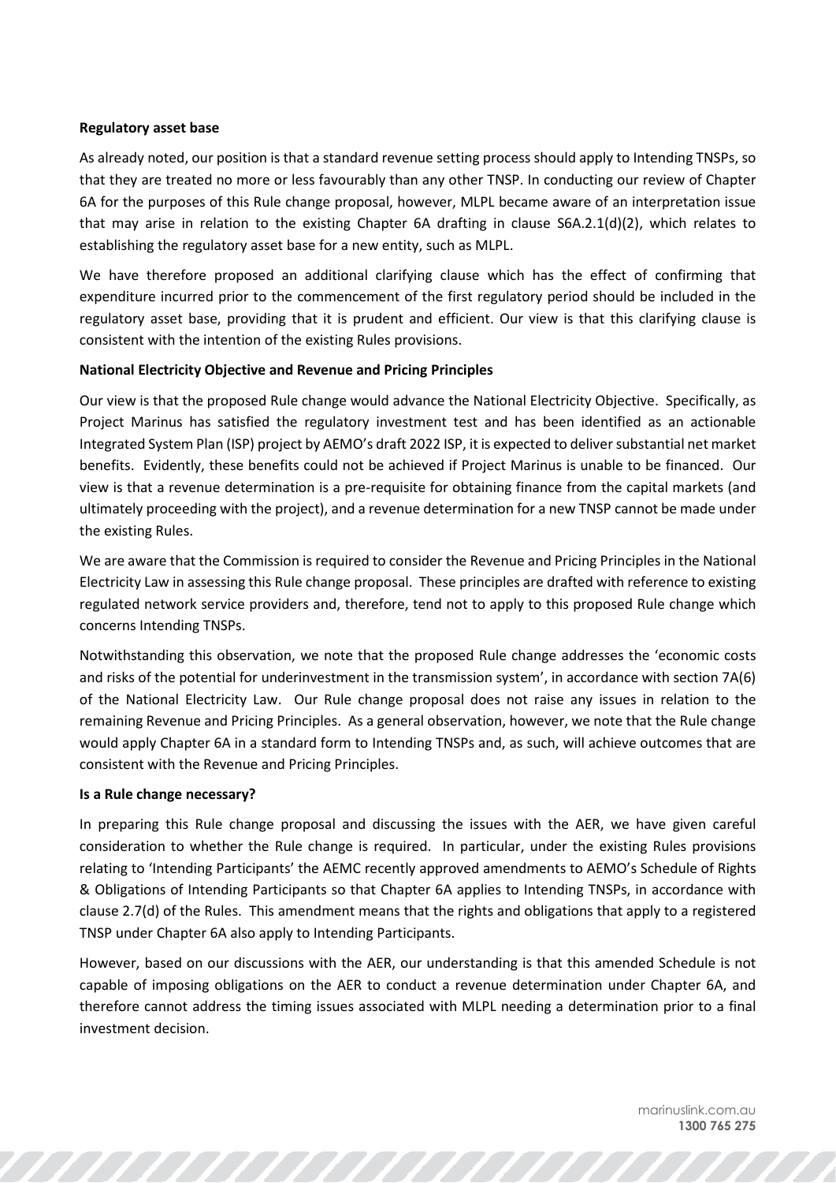**Regulatory asset base**

As already noted, our position is that a standard revenue setting process should apply to Intending TNSPs, so that they are treated no more or less favourably than any other TNSP. In conducting our review of Chapter 6A for the purposes of this Rule change proposal, however, MLPL became aware of an interpretation issue that may arise in relation to the existing Chapter 6A drafting in clause S6A.2.1(d)(2), which relates to establishing the regulatory asset base for a new entity, such as MLPL.

We have therefore proposed an additional clarifying clause which has the effect of confirming that expenditure incurred prior to the commencement of the first regulatory period should be included in the regulatory asset base, providing that it is prudent and efficient. Our view is that this clarifying clause is consistent with the intention of the existing Rules provisions.

**National Electricity Objective and Revenue and Pricing Principles**

Our view is that the proposed Rule change would advance the National Electricity Objective. Specifically, as Project Marinus has satisfied the regulatory investment test and has been identified as an actionable Integrated System Plan (ISP) project by AEMO's draft 2022 ISP, it is expected to deliver substantial net market benefits. Evidently, these benefits could not be achieved if Project Marinus is unable to be financed. Our view is that a revenue determination is a pre-requisite for obtaining finance from the capital markets (and ultimately proceeding with the project), and a revenue determination for a new TNSP cannot be made under the existing Rules.

We are aware that the Commission is required to consider the Revenue and Pricing Principles in the National Electricity Law in assessing this Rule change proposal. These principles are drafted with reference to existing regulated network service providers and, therefore, tend not to apply to this proposed Rule change which concerns Intending TNSPs.

Notwithstanding this observation, we note that the proposed Rule change addresses the 'economic costs and risks of the potential for underinvestment in the transmission system', in accordance with section 7A(6) of the National Electricity Law. Our Rule change proposal does not raise any issues in relation to the remaining Revenue and Pricing Principles. As a general observation, however, we note that the Rule change would apply Chapter 6A in a standard form to Intending TNSPs and, as such, will achieve outcomes that are consistent with the Revenue and Pricing Principles.

**Is a Rule change necessary?**

In preparing this Rule change proposal and discussing the issues with the AER, we have given careful consideration to whether the Rule change is required. In particular, under the existing Rules provisions relating to 'Intending Participants' the AEMC recently approved amendments to AEMO's Schedule of Rights & Obligations of Intending Participants so that Chapter 6A applies to Intending TNSPs, in accordance with clause 2.7(d) of the Rules. This amendment means that the rights and obligations that apply to a registered TNSP under Chapter 6A also apply to Intending Participants.

However, based on our discussions with the AER, our understanding is that this amended Schedule is not capable of imposing obligations on the AER to conduct a revenue determination under Chapter 6A, and therefore cannot address the timing issues associated with MLPL needing a determination prior to a final investment decision.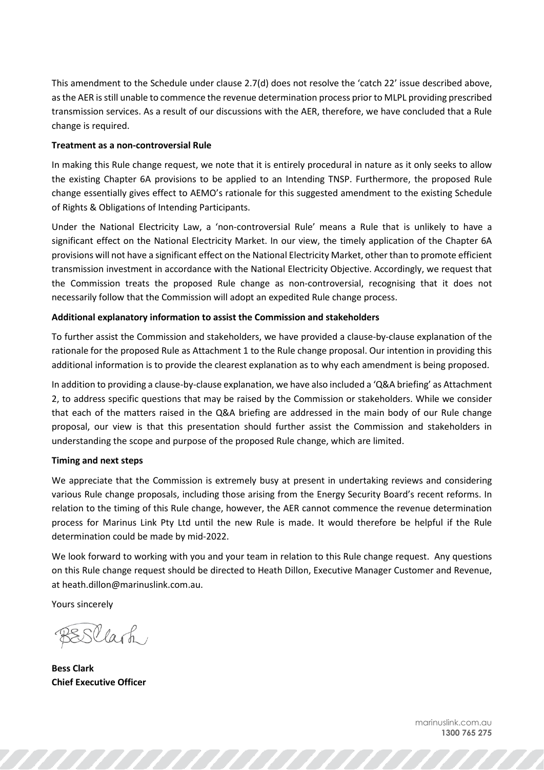This amendment to the Schedule under clause 2.7(d) does not resolve the 'catch 22' issue described above, as the AER is still unable to commence the revenue determination process prior to MLPL providing prescribed transmission services. As a result of our discussions with the AER, therefore, we have concluded that a Rule change is required.

**Treatment as a non-controversial Rule**

In making this Rule change request, we note that it is entirely procedural in nature as it only seeks to allow the existing Chapter 6A provisions to be applied to an Intending TNSP. Furthermore, the proposed Rule change essentially gives effect to AEMO's rationale for this suggested amendment to the existing Schedule of Rights & Obligations of Intending Participants.

Under the National Electricity Law, a 'non-controversial Rule' means a Rule that is unlikely to have a significant effect on the National Electricity Market. In our view, the timely application of the Chapter 6A provisions will not have a significant effect on the National Electricity Market, other than to promote efficient transmission investment in accordance with the National Electricity Objective. Accordingly, we request that the Commission treats the proposed Rule change as non-controversial, recognising that it does not necessarily follow that the Commission will adopt an expedited Rule change process.

**Additional explanatory information to assist the Commission and stakeholders**

To further assist the Commission and stakeholders, we have provided a clause-by-clause explanation of the rationale for the proposed Rule as Attachment 1 to the Rule change proposal. Our intention in providing this additional information is to provide the clearest explanation as to why each amendment is being proposed.

In addition to providing a clause-by-clause explanation, we have also included a 'Q&A briefing' as Attachment 2, to address specific questions that may be raised by the Commission or stakeholders. While we consider that each of the matters raised in the Q&A briefing are addressed in the main body of our Rule change proposal, our view is that this presentation should further assist the Commission and stakeholders in understanding the scope and purpose of the proposed Rule change, which are limited.

**Timing and next steps**

We appreciate that the Commission is extremely busy at present in undertaking reviews and considering various Rule change proposals, including those arising from the Energy Security Board's recent reforms. In relation to the timing of this Rule change, however, the AER cannot commence the revenue determination process for Marinus Link Pty Ltd until the new Rule is made. It would therefore be helpful if the Rule determination could be made by mid-2022.

We look forward to working with you and your team in relation to this Rule change request. Any questions on this Rule change request should be directed to Heath Dillon, Executive Manager Customer and Revenue, at heath.dillon@marinuslink.com.au.

Yours sincerely

**Bess Clark**
**Chief Executive Officer**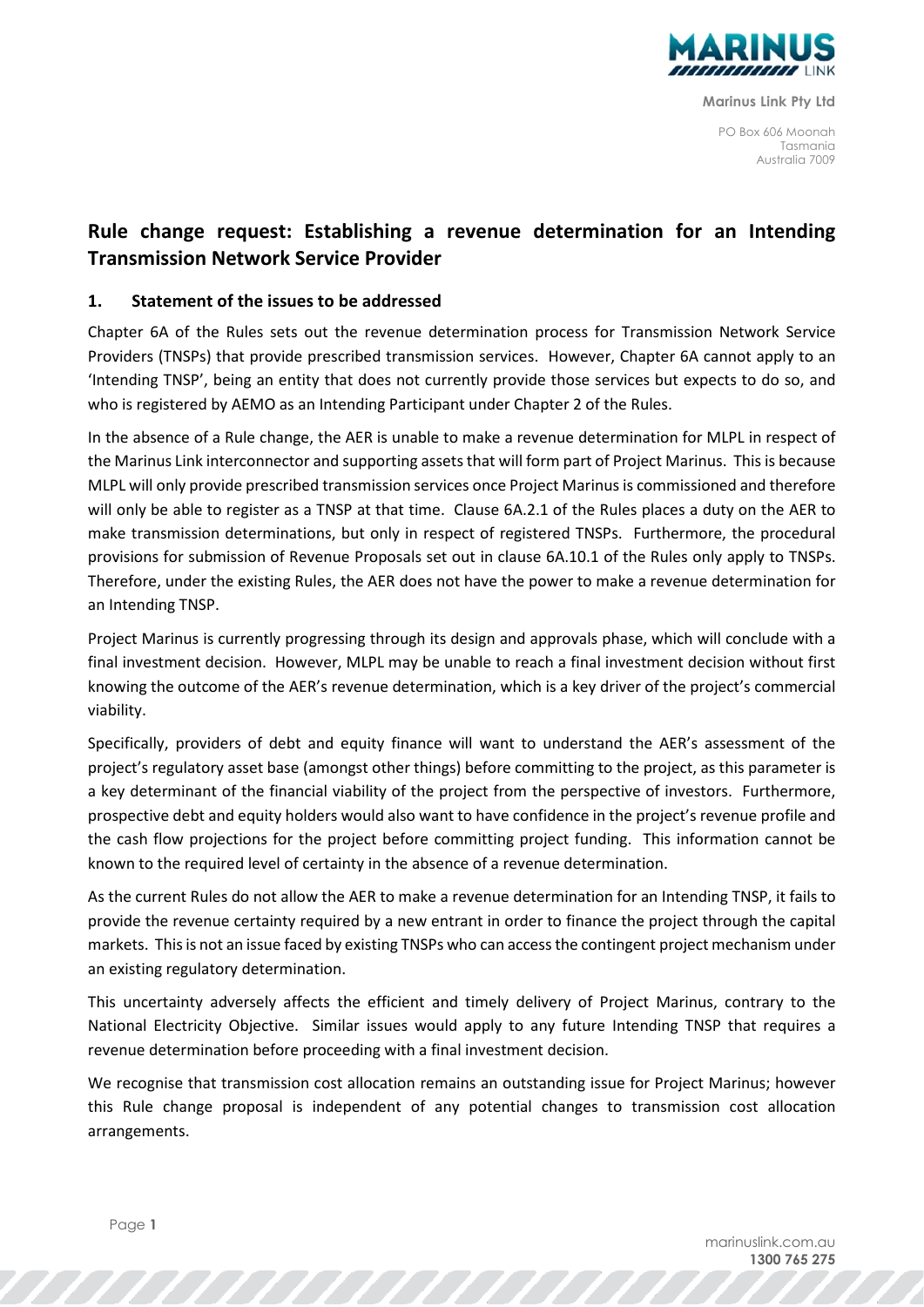Marinus Link Pty Ltd

PO Box 606 Moonah
Tasmania
Australia 7009

# Rule change request: Establishing a revenue determination for an Intending Transmission Network Service Provider

## 1. Statement of the issues to be addressed

Chapter 6A of the Rules sets out the revenue determination process for Transmission Network Service Providers (TNSPs) that provide prescribed transmission services. However, Chapter 6A cannot apply to an 'Intending TNSP', being an entity that does not currently provide those services but expects to do so, and who is registered by AEMO as an Intending Participant under Chapter 2 of the Rules.

In the absence of a Rule change, the AER is unable to make a revenue determination for MLPL in respect of the Marinus Link interconnector and supporting assets that will form part of Project Marinus. This is because MLPL will only provide prescribed transmission services once Project Marinus is commissioned and therefore will only be able to register as a TNSP at that time. Clause 6A.2.1 of the Rules places a duty on the AER to make transmission determinations, but only in respect of registered TNSPs. Furthermore, the procedural provisions for submission of Revenue Proposals set out in clause 6A.10.1 of the Rules only apply to TNSPs. Therefore, under the existing Rules, the AER does not have the power to make a revenue determination for an Intending TNSP.

Project Marinus is currently progressing through its design and approvals phase, which will conclude with a final investment decision. However, MLPL may be unable to reach a final investment decision without first knowing the outcome of the AER's revenue determination, which is a key driver of the project's commercial viability.

Specifically, providers of debt and equity finance will want to understand the AER's assessment of the project's regulatory asset base (amongst other things) before committing to the project, as this parameter is a key determinant of the financial viability of the project from the perspective of investors. Furthermore, prospective debt and equity holders would also want to have confidence in the project's revenue profile and the cash flow projections for the project before committing project funding. This information cannot be known to the required level of certainty in the absence of a revenue determination.

As the current Rules do not allow the AER to make a revenue determination for an Intending TNSP, it fails to provide the revenue certainty required by a new entrant in order to finance the project through the capital markets. This is not an issue faced by existing TNSPs who can access the contingent project mechanism under an existing regulatory determination.

This uncertainty adversely affects the efficient and timely delivery of Project Marinus, contrary to the National Electricity Objective. Similar issues would apply to any future Intending TNSP that requires a revenue determination before proceeding with a final investment decision.

We recognise that transmission cost allocation remains an outstanding issue for Project Marinus; however this Rule change proposal is independent of any potential changes to transmission cost allocation arrangements.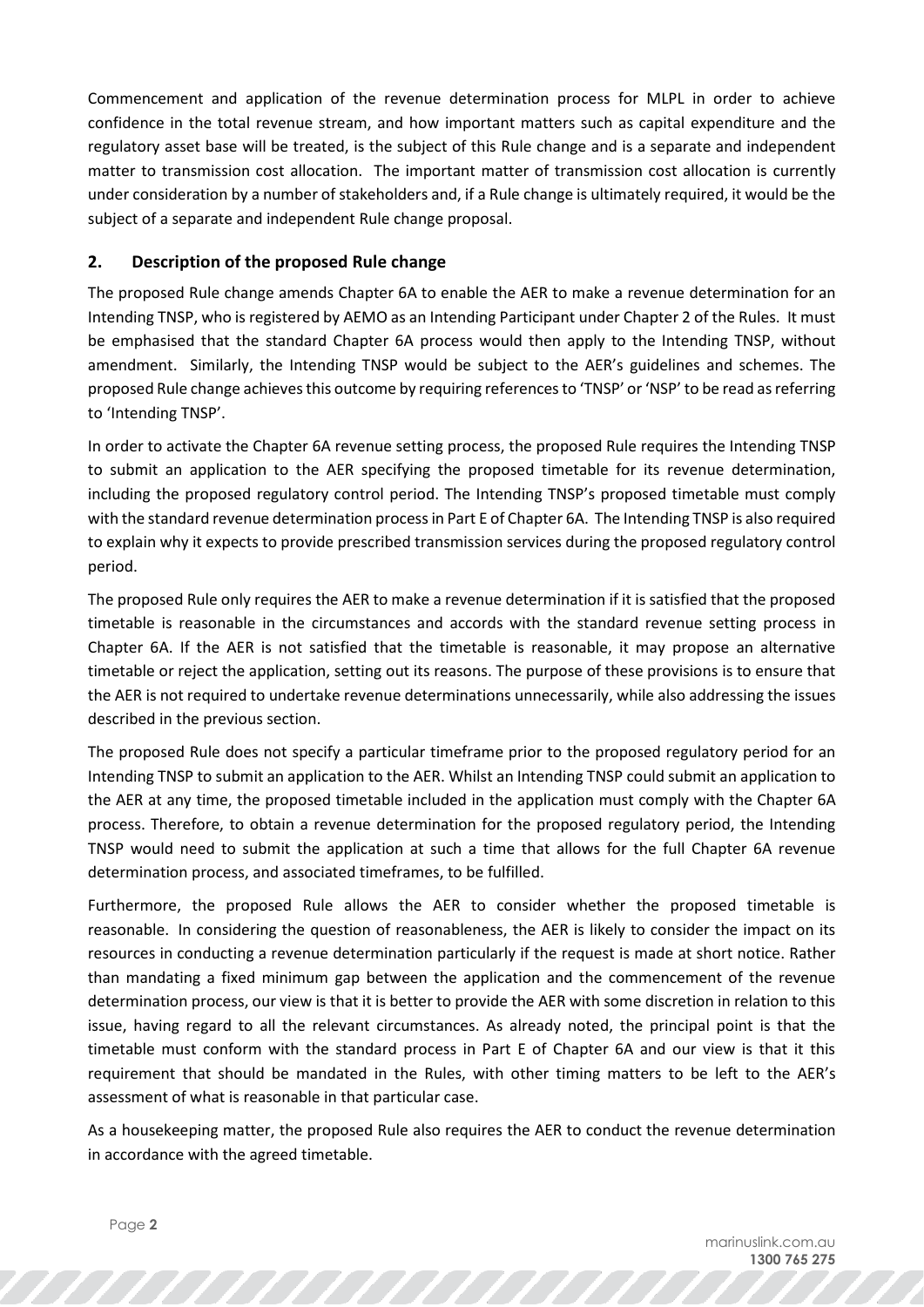Commencement and application of the revenue determination process for MLPL in order to achieve confidence in the total revenue stream, and how important matters such as capital expenditure and the regulatory asset base will be treated, is the subject of this Rule change and is a separate and independent matter to transmission cost allocation. The important matter of transmission cost allocation is currently under consideration by a number of stakeholders and, if a Rule change is ultimately required, it would be the subject of a separate and independent Rule change proposal.

## 2. Description of the proposed Rule change

The proposed Rule change amends Chapter 6A to enable the AER to make a revenue determination for an Intending TNSP, who is registered by AEMO as an Intending Participant under Chapter 2 of the Rules. It must be emphasised that the standard Chapter 6A process would then apply to the Intending TNSP, without amendment. Similarly, the Intending TNSP would be subject to the AER's guidelines and schemes. The proposed Rule change achieves this outcome by requiring references to 'TNSP' or 'NSP' to be read as referring to 'Intending TNSP'.

In order to activate the Chapter 6A revenue setting process, the proposed Rule requires the Intending TNSP to submit an application to the AER specifying the proposed timetable for its revenue determination, including the proposed regulatory control period. The Intending TNSP's proposed timetable must comply with the standard revenue determination process in Part E of Chapter 6A. The Intending TNSP is also required to explain why it expects to provide prescribed transmission services during the proposed regulatory control period.

The proposed Rule only requires the AER to make a revenue determination if it is satisfied that the proposed timetable is reasonable in the circumstances and accords with the standard revenue setting process in Chapter 6A. If the AER is not satisfied that the timetable is reasonable, it may propose an alternative timetable or reject the application, setting out its reasons. The purpose of these provisions is to ensure that the AER is not required to undertake revenue determinations unnecessarily, while also addressing the issues described in the previous section.

The proposed Rule does not specify a particular timeframe prior to the proposed regulatory period for an Intending TNSP to submit an application to the AER. Whilst an Intending TNSP could submit an application to the AER at any time, the proposed timetable included in the application must comply with the Chapter 6A process. Therefore, to obtain a revenue determination for the proposed regulatory period, the Intending TNSP would need to submit the application at such a time that allows for the full Chapter 6A revenue determination process, and associated timeframes, to be fulfilled.

Furthermore, the proposed Rule allows the AER to consider whether the proposed timetable is reasonable. In considering the question of reasonableness, the AER is likely to consider the impact on its resources in conducting a revenue determination particularly if the request is made at short notice. Rather than mandating a fixed minimum gap between the application and the commencement of the revenue determination process, our view is that it is better to provide the AER with some discretion in relation to this issue, having regard to all the relevant circumstances. As already noted, the principal point is that the timetable must conform with the standard process in Part E of Chapter 6A and our view is that it this requirement that should be mandated in the Rules, with other timing matters to be left to the AER's assessment of what is reasonable in that particular case.

As a housekeeping matter, the proposed Rule also requires the AER to conduct the revenue determination in accordance with the agreed timetable.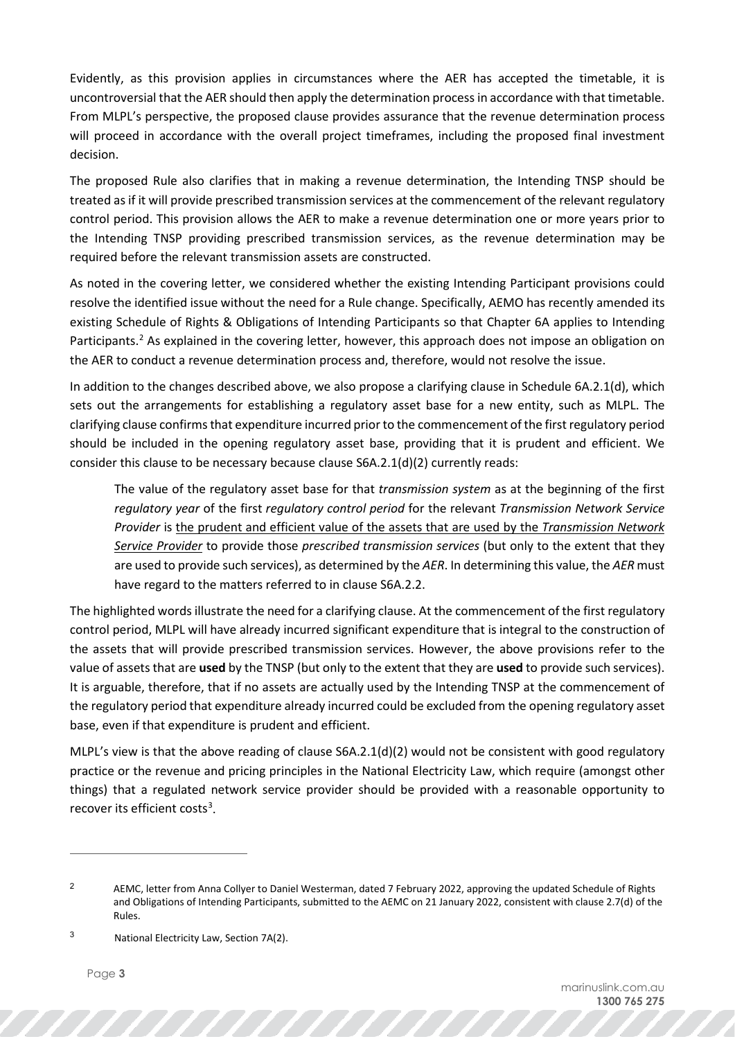Evidently, as this provision applies in circumstances where the AER has accepted the timetable, it is uncontroversial that the AER should then apply the determination process in accordance with that timetable. From MLPL's perspective, the proposed clause provides assurance that the revenue determination process will proceed in accordance with the overall project timeframes, including the proposed final investment decision.

The proposed Rule also clarifies that in making a revenue determination, the Intending TNSP should be treated as if it will provide prescribed transmission services at the commencement of the relevant regulatory control period. This provision allows the AER to make a revenue determination one or more years prior to the Intending TNSP providing prescribed transmission services, as the revenue determination may be required before the relevant transmission assets are constructed.

As noted in the covering letter, we considered whether the existing Intending Participant provisions could resolve the identified issue without the need for a Rule change. Specifically, AEMO has recently amended its existing Schedule of Rights & Obligations of Intending Participants so that Chapter 6A applies to Intending Participants.[2] As explained in the covering letter, however, this approach does not impose an obligation on the AER to conduct a revenue determination process and, therefore, would not resolve the issue.

In addition to the changes described above, we also propose a clarifying clause in Schedule 6A.2.1(d), which sets out the arrangements for establishing a regulatory asset base for a new entity, such as MLPL. The clarifying clause confirms that expenditure incurred prior to the commencement of the first regulatory period should be included in the opening regulatory asset base, providing that it is prudent and efficient. We consider this clause to be necessary because clause S6A.2.1(d)(2) currently reads:

> The value of the regulatory asset base for that *transmission system* as at the beginning of the first *regulatory year* of the first *regulatory control period* for the relevant *Transmission Network Service Provider* is <u>the prudent and efficient value of the assets that are used by the *Transmission Network Service Provider*</u> to provide those *prescribed transmission services* (but only to the extent that they are used to provide such services), as determined by the *AER*. In determining this value, the *AER* must have regard to the matters referred to in clause S6A.2.2.

The highlighted words illustrate the need for a clarifying clause. At the commencement of the first regulatory control period, MLPL will have already incurred significant expenditure that is integral to the construction of the assets that will provide prescribed transmission services. However, the above provisions refer to the value of assets that are **used** by the TNSP (but only to the extent that they are **used** to provide such services). It is arguable, therefore, that if no assets are actually used by the Intending TNSP at the commencement of the regulatory period that expenditure already incurred could be excluded from the opening regulatory asset base, even if that expenditure is prudent and efficient.

MLPL's view is that the above reading of clause S6A.2.1(d)(2) would not be consistent with good regulatory practice or the revenue and pricing principles in the National Electricity Law, which require (amongst other things) that a regulated network service provider should be provided with a reasonable opportunity to recover its efficient costs[3].

---

[2] AEMC, letter from Anna Collyer to Daniel Westerman, dated 7 February 2022, approving the updated Schedule of Rights and Obligations of Intending Participants, submitted to the AEMC on 21 January 2022, consistent with clause 2.7(d) of the Rules.

[3] National Electricity Law, Section 7A(2).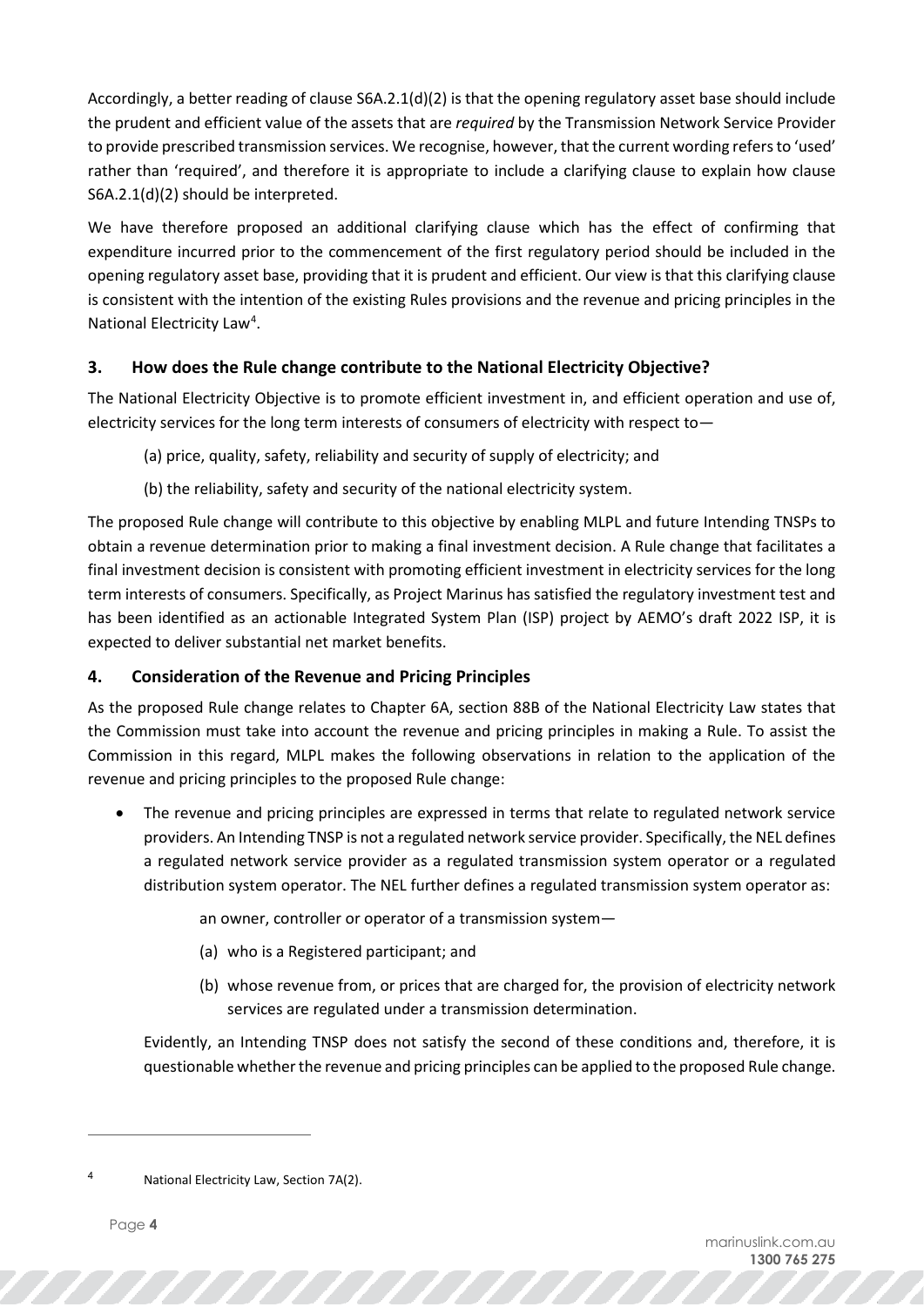Accordingly, a better reading of clause S6A.2.1(d)(2) is that the opening regulatory asset base should include the prudent and efficient value of the assets that are *required* by the Transmission Network Service Provider to provide prescribed transmission services. We recognise, however, that the current wording refers to 'used' rather than 'required', and therefore it is appropriate to include a clarifying clause to explain how clause S6A.2.1(d)(2) should be interpreted.

We have therefore proposed an additional clarifying clause which has the effect of confirming that expenditure incurred prior to the commencement of the first regulatory period should be included in the opening regulatory asset base, providing that it is prudent and efficient. Our view is that this clarifying clause is consistent with the intention of the existing Rules provisions and the revenue and pricing principles in the National Electricity Law[4].

## 3. How does the Rule change contribute to the National Electricity Objective?

The National Electricity Objective is to promote efficient investment in, and efficient operation and use of, electricity services for the long term interests of consumers of electricity with respect to—

(a) price, quality, safety, reliability and security of supply of electricity; and

(b) the reliability, safety and security of the national electricity system.

The proposed Rule change will contribute to this objective by enabling MLPL and future Intending TNSPs to obtain a revenue determination prior to making a final investment decision. A Rule change that facilitates a final investment decision is consistent with promoting efficient investment in electricity services for the long term interests of consumers. Specifically, as Project Marinus has satisfied the regulatory investment test and has been identified as an actionable Integrated System Plan (ISP) project by AEMO's draft 2022 ISP, it is expected to deliver substantial net market benefits.

## 4. Consideration of the Revenue and Pricing Principles

As the proposed Rule change relates to Chapter 6A, section 88B of the National Electricity Law states that the Commission must take into account the revenue and pricing principles in making a Rule. To assist the Commission in this regard, MLPL makes the following observations in relation to the application of the revenue and pricing principles to the proposed Rule change:

- The revenue and pricing principles are expressed in terms that relate to regulated network service providers. An Intending TNSP is not a regulated network service provider. Specifically, the NEL defines a regulated network service provider as a regulated transmission system operator or a regulated distribution system operator. The NEL further defines a regulated transmission system operator as:

  an owner, controller or operator of a transmission system—

  (a) who is a Registered participant; and

  (b) whose revenue from, or prices that are charged for, the provision of electricity network services are regulated under a transmission determination.

  Evidently, an Intending TNSP does not satisfy the second of these conditions and, therefore, it is questionable whether the revenue and pricing principles can be applied to the proposed Rule change.

---

[4] National Electricity Law, Section 7A(2).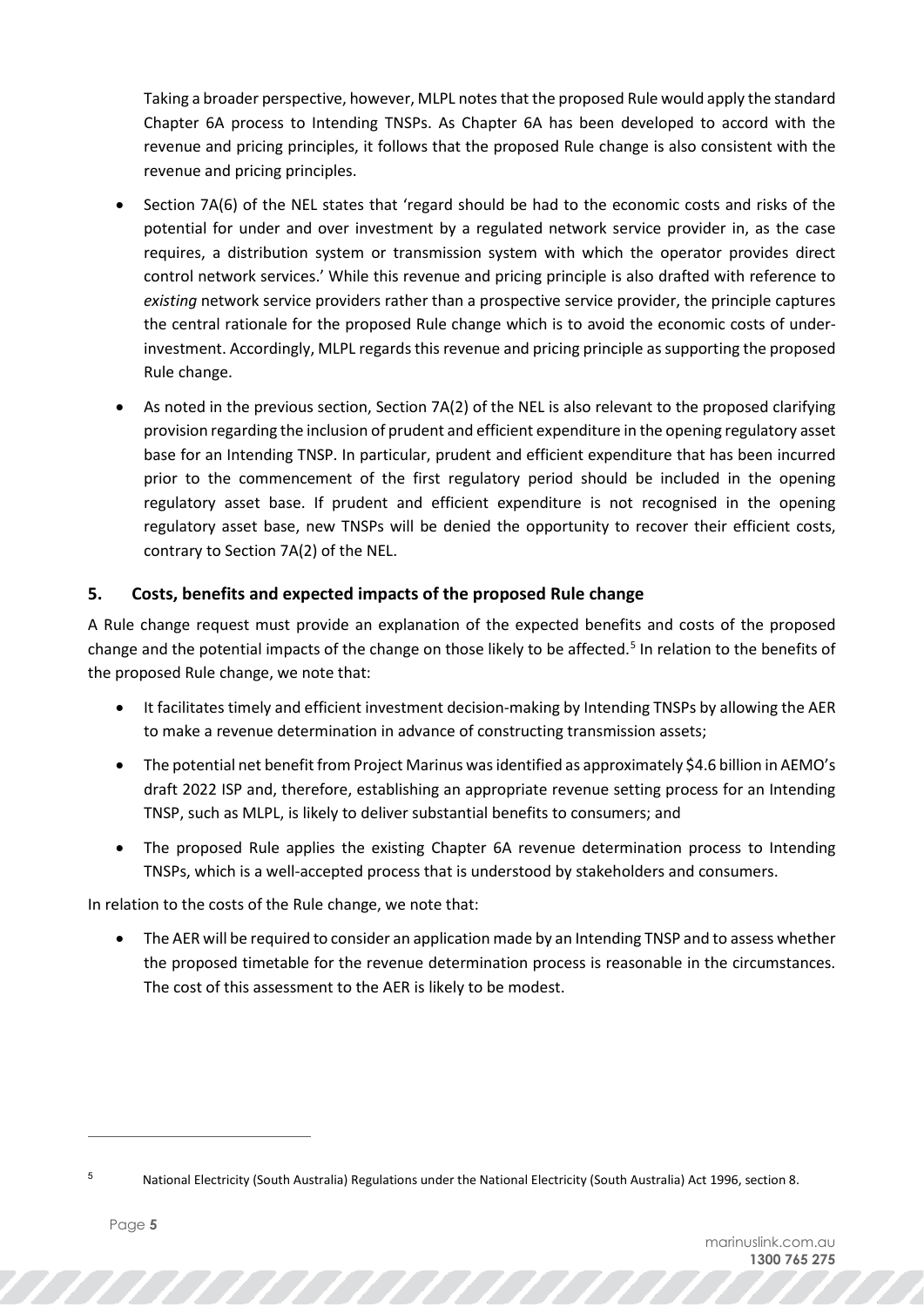Taking a broader perspective, however, MLPL notes that the proposed Rule would apply the standard Chapter 6A process to Intending TNSPs. As Chapter 6A has been developed to accord with the revenue and pricing principles, it follows that the proposed Rule change is also consistent with the revenue and pricing principles.

- Section 7A(6) of the NEL states that 'regard should be had to the economic costs and risks of the potential for under and over investment by a regulated network service provider in, as the case requires, a distribution system or transmission system with which the operator provides direct control network services.' While this revenue and pricing principle is also drafted with reference to *existing* network service providers rather than a prospective service provider, the principle captures the central rationale for the proposed Rule change which is to avoid the economic costs of under-investment. Accordingly, MLPL regards this revenue and pricing principle as supporting the proposed Rule change.
- As noted in the previous section, Section 7A(2) of the NEL is also relevant to the proposed clarifying provision regarding the inclusion of prudent and efficient expenditure in the opening regulatory asset base for an Intending TNSP. In particular, prudent and efficient expenditure that has been incurred prior to the commencement of the first regulatory period should be included in the opening regulatory asset base. If prudent and efficient expenditure is not recognised in the opening regulatory asset base, new TNSPs will be denied the opportunity to recover their efficient costs, contrary to Section 7A(2) of the NEL.

## 5. Costs, benefits and expected impacts of the proposed Rule change

A Rule change request must provide an explanation of the expected benefits and costs of the proposed change and the potential impacts of the change on those likely to be affected.[5] In relation to the benefits of the proposed Rule change, we note that:

- It facilitates timely and efficient investment decision-making by Intending TNSPs by allowing the AER to make a revenue determination in advance of constructing transmission assets;
- The potential net benefit from Project Marinus was identified as approximately $4.6 billion in AEMO's draft 2022 ISP and, therefore, establishing an appropriate revenue setting process for an Intending TNSP, such as MLPL, is likely to deliver substantial benefits to consumers; and
- The proposed Rule applies the existing Chapter 6A revenue determination process to Intending TNSPs, which is a well-accepted process that is understood by stakeholders and consumers.

In relation to the costs of the Rule change, we note that:

- The AER will be required to consider an application made by an Intending TNSP and to assess whether the proposed timetable for the revenue determination process is reasonable in the circumstances. The cost of this assessment to the AER is likely to be modest.

[5] National Electricity (South Australia) Regulations under the National Electricity (South Australia) Act 1996, section 8.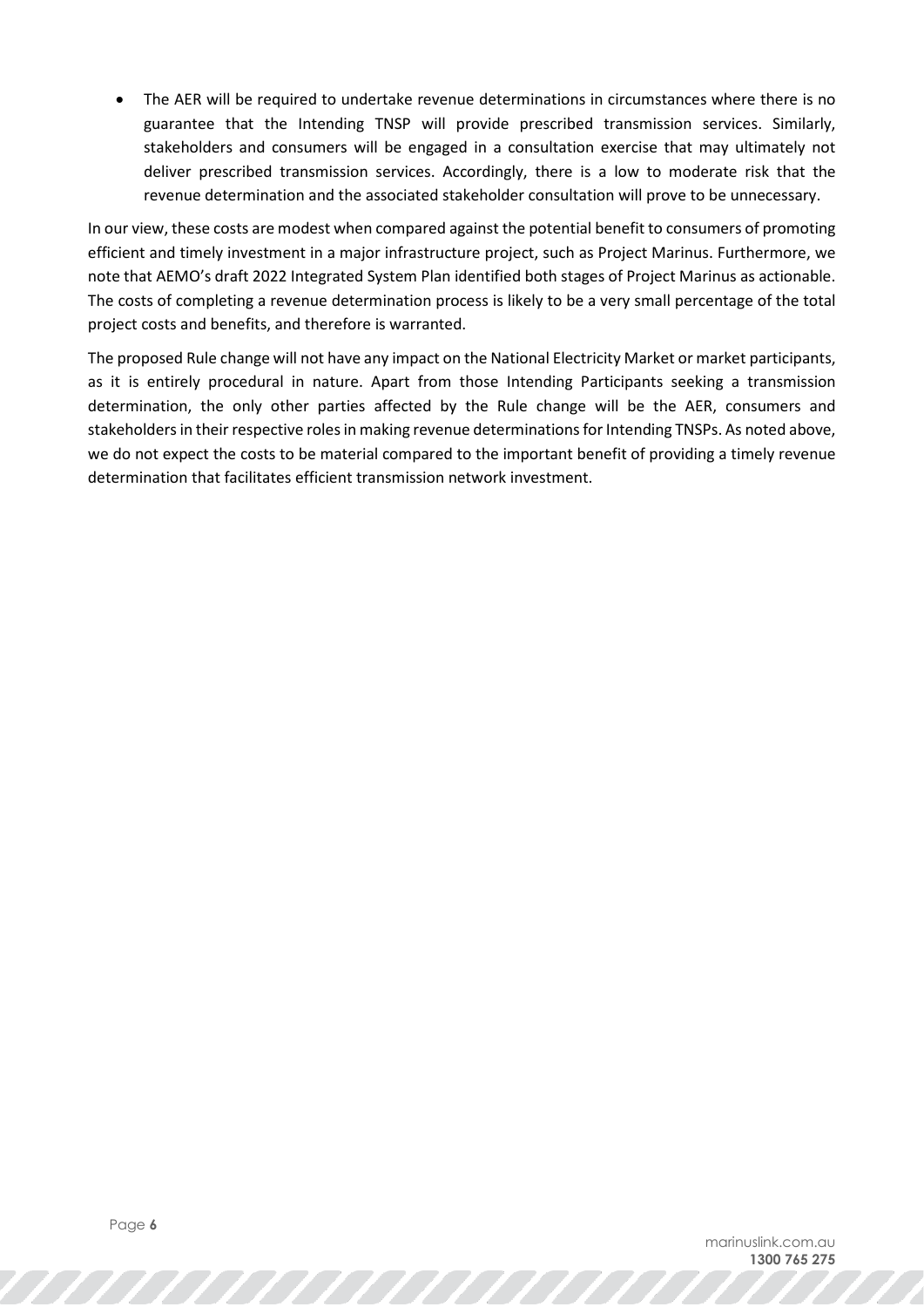- The AER will be required to undertake revenue determinations in circumstances where there is no guarantee that the Intending TNSP will provide prescribed transmission services. Similarly, stakeholders and consumers will be engaged in a consultation exercise that may ultimately not deliver prescribed transmission services. Accordingly, there is a low to moderate risk that the revenue determination and the associated stakeholder consultation will prove to be unnecessary.

In our view, these costs are modest when compared against the potential benefit to consumers of promoting efficient and timely investment in a major infrastructure project, such as Project Marinus. Furthermore, we note that AEMO's draft 2022 Integrated System Plan identified both stages of Project Marinus as actionable. The costs of completing a revenue determination process is likely to be a very small percentage of the total project costs and benefits, and therefore is warranted.

The proposed Rule change will not have any impact on the National Electricity Market or market participants, as it is entirely procedural in nature. Apart from those Intending Participants seeking a transmission determination, the only other parties affected by the Rule change will be the AER, consumers and stakeholders in their respective roles in making revenue determinations for Intending TNSPs. As noted above, we do not expect the costs to be material compared to the important benefit of providing a timely revenue determination that facilitates efficient transmission network investment.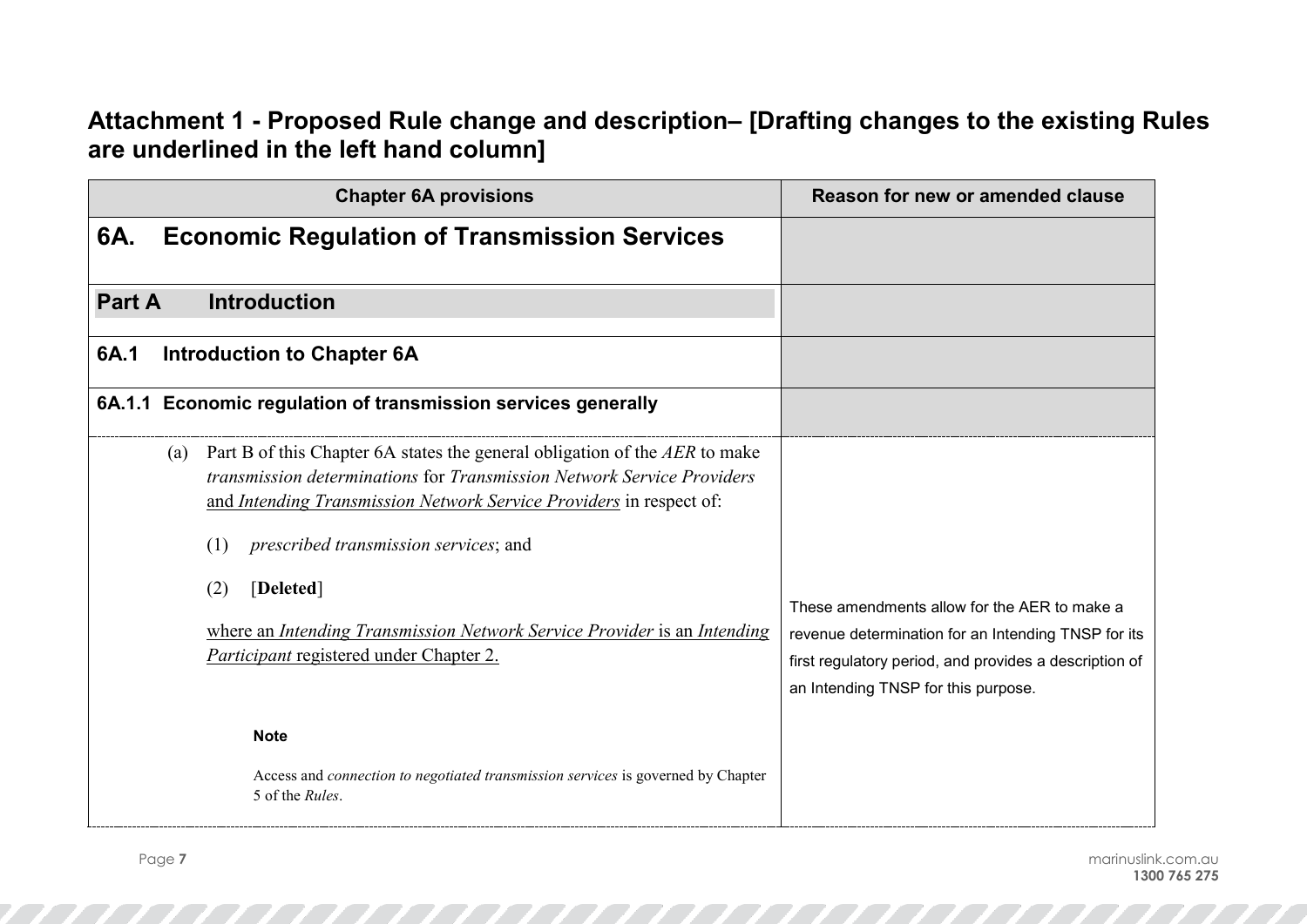## Attachment 1 - Proposed Rule change and description– [Drafting changes to the existing Rules are underlined in the left hand column]

| Chapter 6A provisions | Reason for new or amended clause |
|---|---|
| **6A. Economic Regulation of Transmission Services** | |
| **Part A Introduction** | |
| **6A.1 Introduction to Chapter 6A** | |
| **6A.1.1 Economic regulation of transmission services generally** | |
| (a) Part B of this Chapter 6A states the general obligation of the *AER* to make *transmission determinations* for *Transmission Network Service Providers* and *Intending Transmission Network Service Providers* in respect of:<br><br>(1) *prescribed transmission services*; and<br><br>(2) [**Deleted**]<br><br>where an *Intending Transmission Network Service Provider* is an *Intending Participant* registered under Chapter 2.<br><br>**Note**<br><br>Access and *connection to negotiated transmission services* is governed by Chapter 5 of the *Rules*. | These amendments allow for the AER to make a revenue determination for an Intending TNSP for its first regulatory period, and provides a description of an Intending TNSP for this purpose. |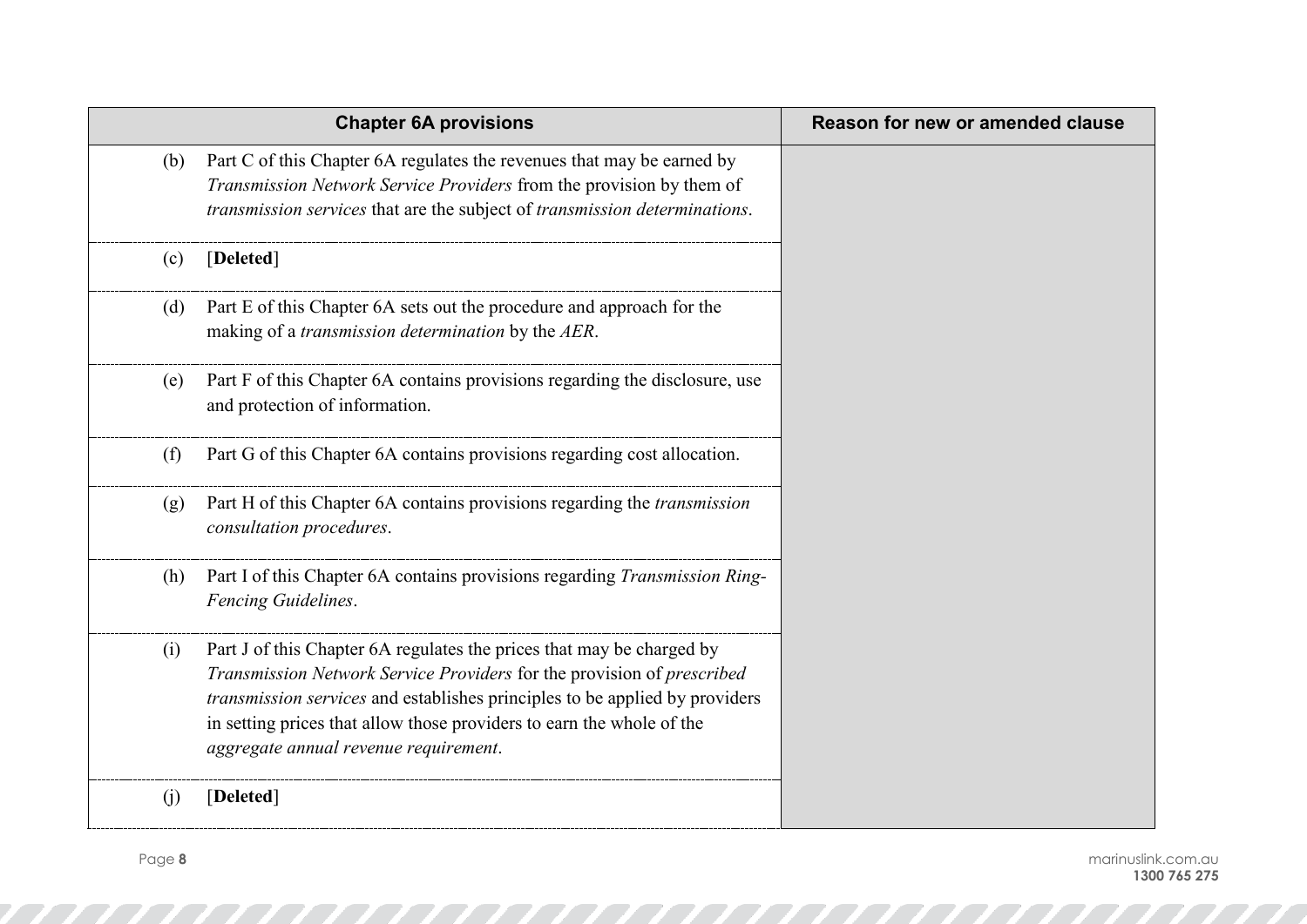| Chapter 6A provisions | Reason for new or amended clause |
|---|---|
| (b) Part C of this Chapter 6A regulates the revenues that may be earned by *Transmission Network Service Providers* from the provision by them of *transmission services* that are the subject of *transmission determinations*. | |
| (c) [**Deleted**] | |
| (d) Part E of this Chapter 6A sets out the procedure and approach for the making of a *transmission determination* by the *AER*. | |
| (e) Part F of this Chapter 6A contains provisions regarding the disclosure, use and protection of information. | |
| (f) Part G of this Chapter 6A contains provisions regarding cost allocation. | |
| (g) Part H of this Chapter 6A contains provisions regarding the *transmission consultation procedures*. | |
| (h) Part I of this Chapter 6A contains provisions regarding *Transmission Ring-Fencing Guidelines*. | |
| (i) Part J of this Chapter 6A regulates the prices that may be charged by *Transmission Network Service Providers* for the provision of *prescribed transmission services* and establishes principles to be applied by providers in setting prices that allow those providers to earn the whole of the *aggregate annual revenue requirement*. | |
| (j) [**Deleted**] | |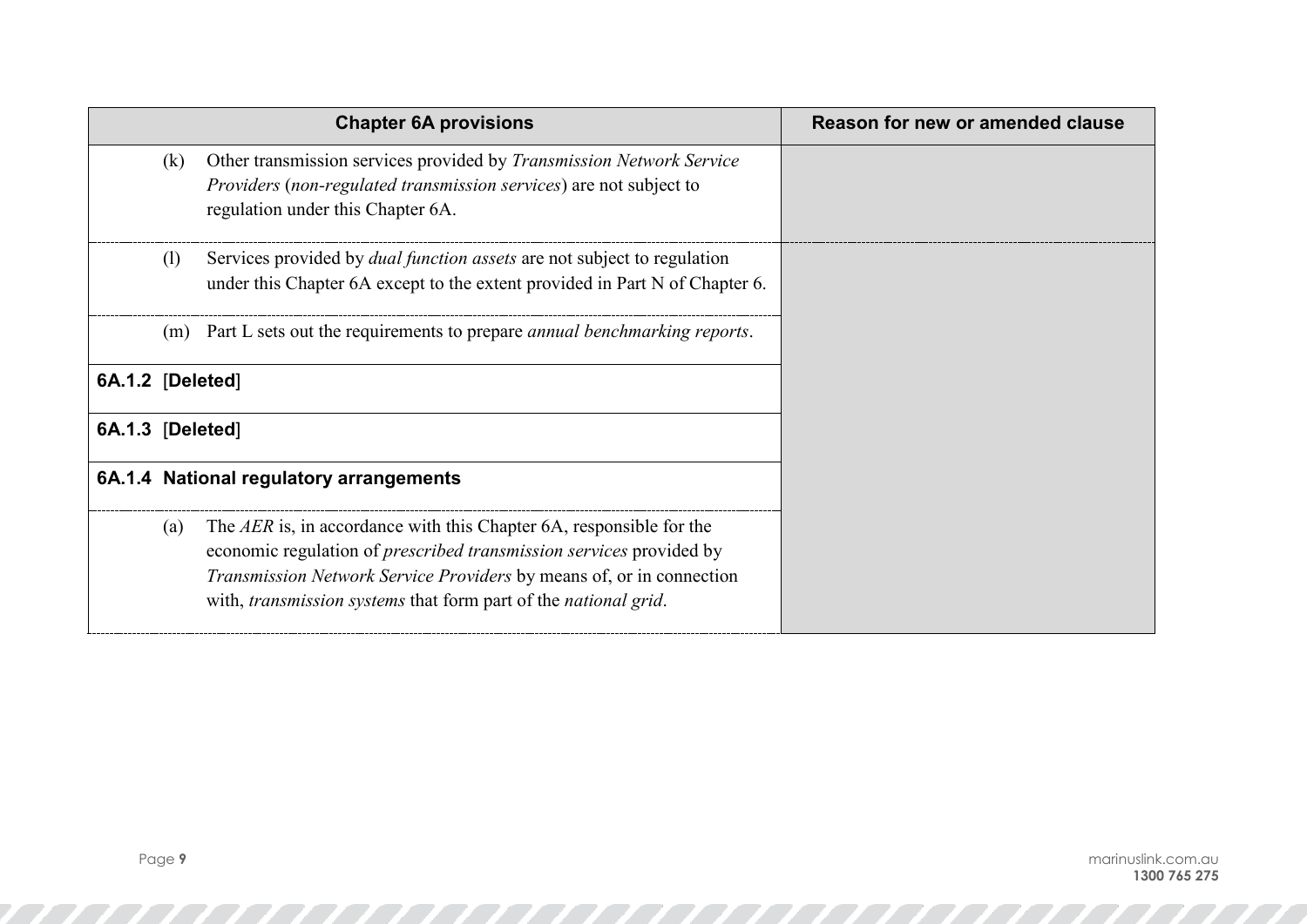| Chapter 6A provisions | Reason for new or amended clause |
| --- | --- |
| (k) Other transmission services provided by *Transmission Network Service Providers* (*non-regulated transmission services*) are not subject to regulation under this Chapter 6A. | |
| (l) Services provided by *dual function assets* are not subject to regulation under this Chapter 6A except to the extent provided in Part N of Chapter 6. | |
| (m) Part L sets out the requirements to prepare *annual benchmarking reports*. | |
| **6A.1.2 [Deleted]** | |
| **6A.1.3 [Deleted]** | |
| **6A.1.4 National regulatory arrangements** | |
| (a) The *AER* is, in accordance with this Chapter 6A, responsible for the economic regulation of *prescribed transmission services* provided by *Transmission Network Service Providers* by means of, or in connection with, *transmission systems* that form part of the *national grid*. | |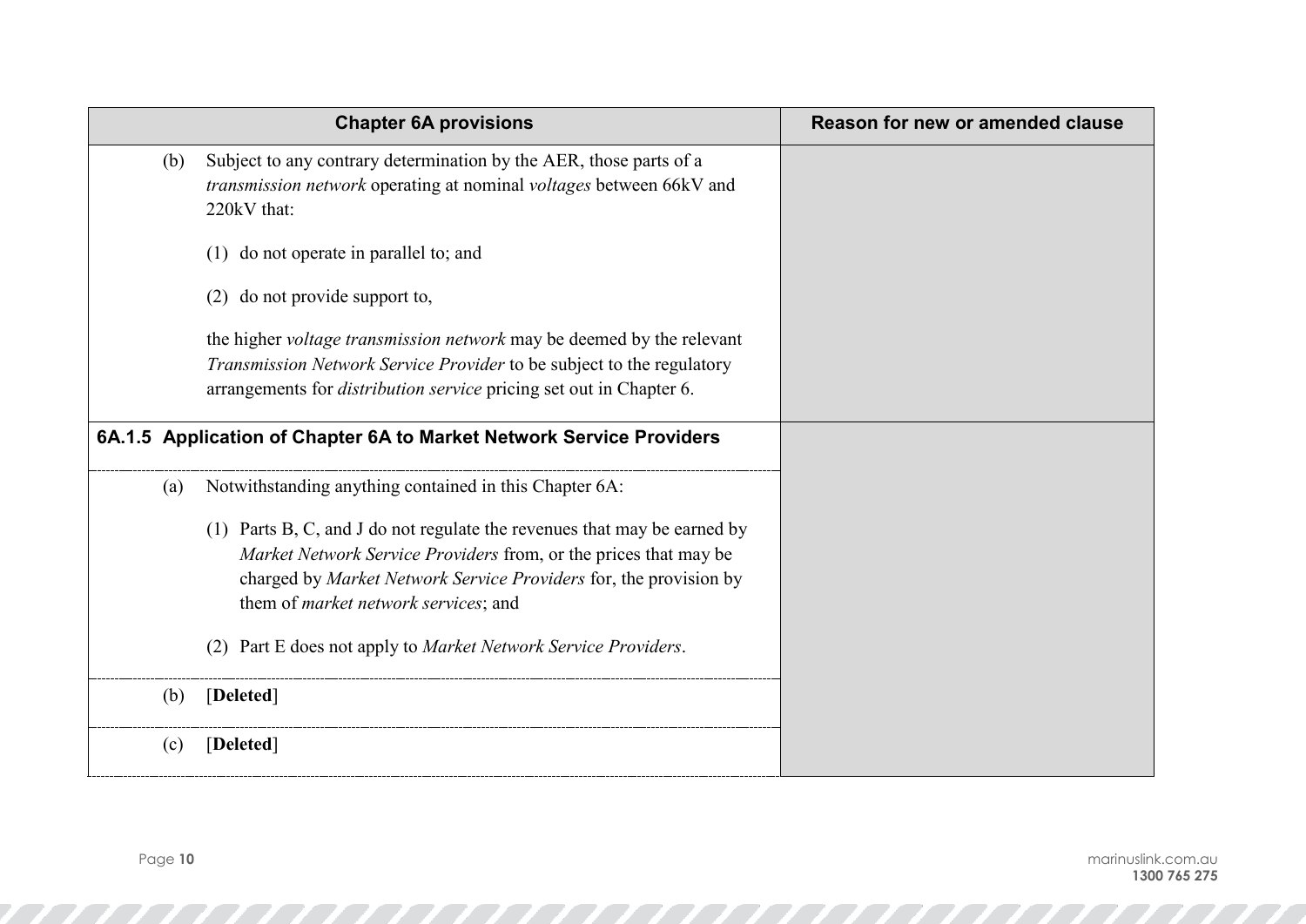| Chapter 6A provisions | Reason for new or amended clause |
|---|---|
| (b) Subject to any contrary determination by the AER, those parts of a *transmission network* operating at nominal *voltages* between 66kV and 220kV that:<br><br>(1) do not operate in parallel to; and<br><br>(2) do not provide support to,<br><br>the higher *voltage transmission network* may be deemed by the relevant *Transmission Network Service Provider* to be subject to the regulatory arrangements for *distribution service* pricing set out in Chapter 6. | |
| **6A.1.5 Application of Chapter 6A to Market Network Service Providers** | |
| (a) Notwithstanding anything contained in this Chapter 6A:<br><br>(1) Parts B, C, and J do not regulate the revenues that may be earned by *Market Network Service Providers* from, or the prices that may be charged by *Market Network Service Providers* for, the provision by them of *market network services*; and<br><br>(2) Part E does not apply to *Market Network Service Providers*. | |
| (b) [**Deleted**] | |
| (c) [**Deleted**] | |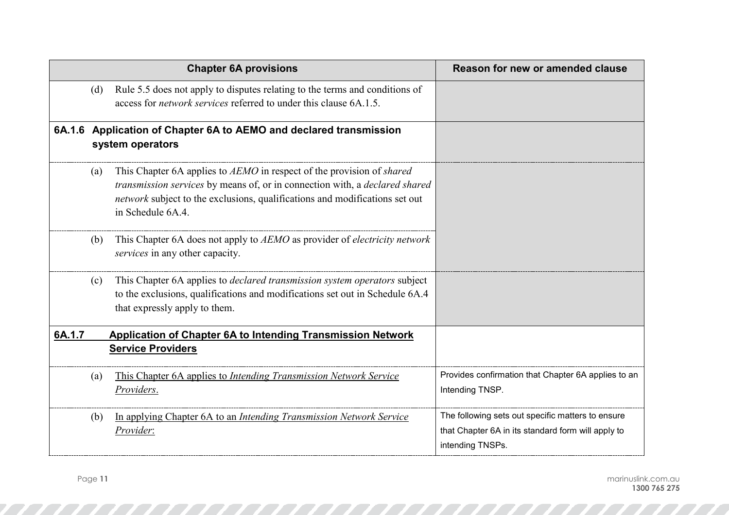| Chapter 6A provisions | Reason for new or amended clause |
|---|---|
| (d) Rule 5.5 does not apply to disputes relating to the terms and conditions of access for *network services* referred to under this clause 6A.1.5. | |
| **6A.1.6 Application of Chapter 6A to AEMO and declared transmission system operators** | |
| (a) This Chapter 6A applies to *AEMO* in respect of the provision of *shared transmission services* by means of, or in connection with, a *declared shared network* subject to the exclusions, qualifications and modifications set out in Schedule 6A.4. | |
| (b) This Chapter 6A does not apply to *AEMO* as provider of *electricity network services* in any other capacity. | |
| (c) This Chapter 6A applies to *declared transmission system operators* subject to the exclusions, qualifications and modifications set out in Schedule 6A.4 that expressly apply to them. | |
| **<u>6A.1.7 Application of Chapter 6A to Intending Transmission Network Service Providers</u>** | |
| (a) <u>This Chapter 6A applies to *Intending Transmission Network Service Providers*.</u> | Provides confirmation that Chapter 6A applies to an Intending TNSP. |
| (b) <u>In applying Chapter 6A to an *Intending Transmission Network Service Provider*:</u> | The following sets out specific matters to ensure that Chapter 6A in its standard form will apply to intending TNSPs. |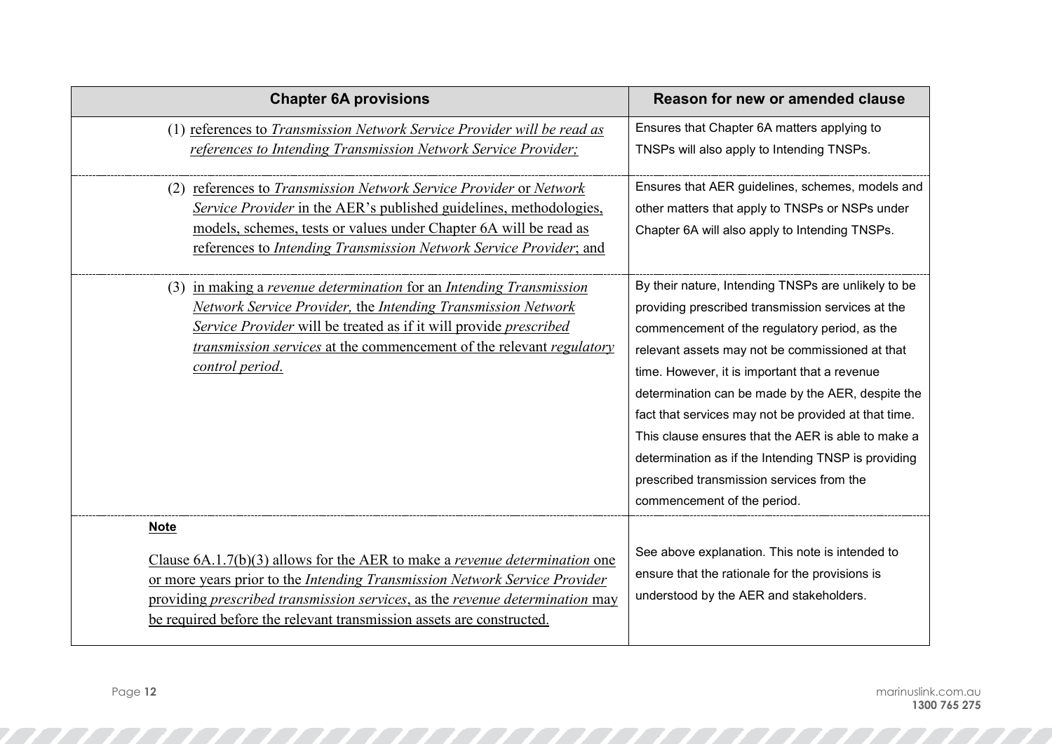| Chapter 6A provisions | Reason for new or amended clause |
|---|---|
| (1) references to *Transmission Network Service Provider will be read as references to Intending Transmission Network Service Provider;* | Ensures that Chapter 6A matters applying to TNSPs will also apply to Intending TNSPs. |
| (2) references to *Transmission Network Service Provider* or *Network Service Provider* in the AER's published guidelines, methodologies, models, schemes, tests or values under Chapter 6A will be read as references to *Intending Transmission Network Service Provider*; and | Ensures that AER guidelines, schemes, models and other matters that apply to TNSPs or NSPs under Chapter 6A will also apply to Intending TNSPs. |
| (3) in making a *revenue determination* for an *Intending Transmission Network Service Provider,* the *Intending Transmission Network Service Provider* will be treated as if it will provide *prescribed transmission services* at the commencement of the relevant *regulatory control period*. | By their nature, Intending TNSPs are unlikely to be providing prescribed transmission services at the commencement of the regulatory period, as the relevant assets may not be commissioned at that time. However, it is important that a revenue determination can be made by the AER, despite the fact that services may not be provided at that time. This clause ensures that the AER is able to make a determination as if the Intending TNSP is providing prescribed transmission services from the commencement of the period. |
| **Note** Clause 6A.1.7(b)(3) allows for the AER to make a *revenue determination* one or more years prior to the *Intending Transmission Network Service Provider* providing *prescribed transmission services*, as the *revenue determination* may be required before the relevant transmission assets are constructed. | See above explanation. This note is intended to ensure that the rationale for the provisions is understood by the AER and stakeholders. |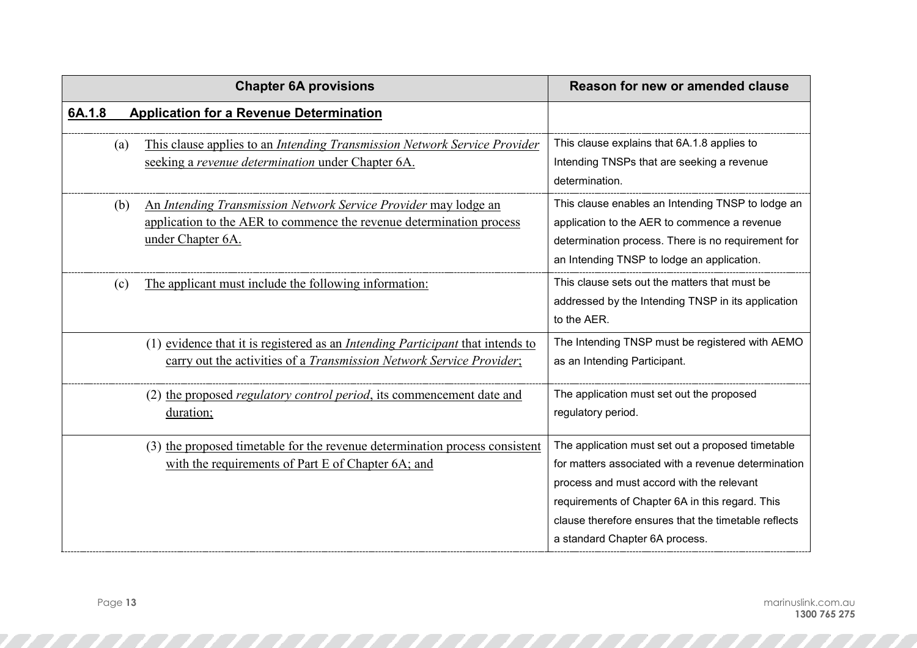| Chapter 6A provisions | Reason for new or amended clause |
|---|---|
| **6A.1.8 Application for a Revenue Determination** | |
| (a) This clause applies to an *Intending Transmission Network Service Provider* seeking a *revenue determination* under Chapter 6A. | This clause explains that 6A.1.8 applies to Intending TNSPs that are seeking a revenue determination. |
| (b) An *Intending Transmission Network Service Provider* may lodge an application to the AER to commence the revenue determination process under Chapter 6A. | This clause enables an Intending TNSP to lodge an application to the AER to commence a revenue determination process. There is no requirement for an Intending TNSP to lodge an application. |
| (c) The applicant must include the following information: | This clause sets out the matters that must be addressed by the Intending TNSP in its application to the AER. |
| (1) evidence that it is registered as an *Intending Participant* that intends to carry out the activities of a *Transmission Network Service Provider*; | The Intending TNSP must be registered with AEMO as an Intending Participant. |
| (2) the proposed *regulatory control period*, its commencement date and duration; | The application must set out the proposed regulatory period. |
| (3) the proposed timetable for the revenue determination process consistent with the requirements of Part E of Chapter 6A; and | The application must set out a proposed timetable for matters associated with a revenue determination process and must accord with the relevant requirements of Chapter 6A in this regard. This clause therefore ensures that the timetable reflects a standard Chapter 6A process. |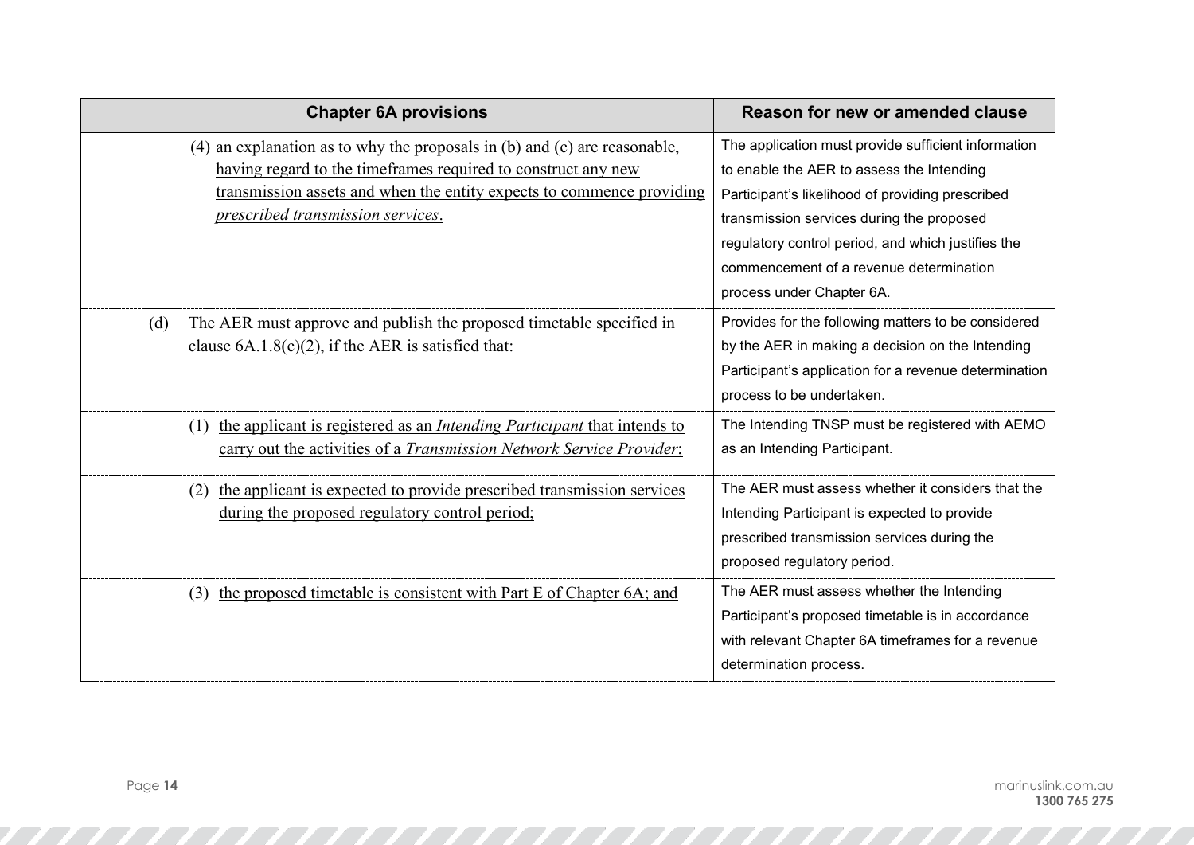| Chapter 6A provisions | Reason for new or amended clause |
|---|---|
| (4) <u>an explanation as to why the proposals in (b) and (c) are reasonable, having regard to the timeframes required to construct any new transmission assets and when the entity expects to commence providing *prescribed transmission services*.</u> | The application must provide sufficient information to enable the AER to assess the Intending Participant's likelihood of providing prescribed transmission services during the proposed regulatory control period, and which justifies the commencement of a revenue determination process under Chapter 6A. |
| (d) <u>The AER must approve and publish the proposed timetable specified in clause 6A.1.8(c)(2), if the AER is satisfied that:</u> | Provides for the following matters to be considered by the AER in making a decision on the Intending Participant's application for a revenue determination process to be undertaken. |
| (1) <u>the applicant is registered as an *Intending Participant* that intends to carry out the activities of a *Transmission Network Service Provider*;</u> | The Intending TNSP must be registered with AEMO as an Intending Participant. |
| (2) <u>the applicant is expected to provide prescribed transmission services during the proposed regulatory control period;</u> | The AER must assess whether it considers that the Intending Participant is expected to provide prescribed transmission services during the proposed regulatory period. |
| (3) <u>the proposed timetable is consistent with Part E of Chapter 6A; and</u> | The AER must assess whether the Intending Participant's proposed timetable is in accordance with relevant Chapter 6A timeframes for a revenue determination process. |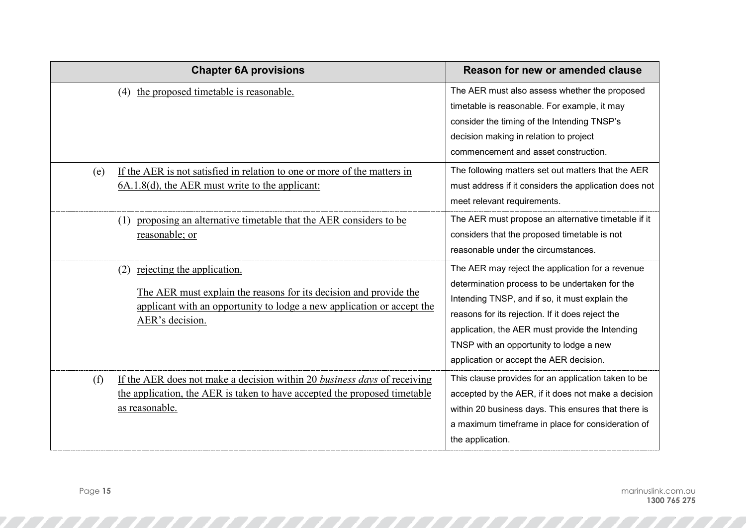| Chapter 6A provisions | Reason for new or amended clause |
|---|---|
| (4) the proposed timetable is reasonable. | The AER must also assess whether the proposed timetable is reasonable. For example, it may consider the timing of the Intending TNSP's decision making in relation to project commencement and asset construction. |
| (e) If the AER is not satisfied in relation to one or more of the matters in 6A.1.8(d), the AER must write to the applicant: | The following matters set out matters that the AER must address if it considers the application does not meet relevant requirements. |
| (1) proposing an alternative timetable that the AER considers to be reasonable; or | The AER must propose an alternative timetable if it considers that the proposed timetable is not reasonable under the circumstances. |
| (2) rejecting the application. The AER must explain the reasons for its decision and provide the applicant with an opportunity to lodge a new application or accept the AER's decision. | The AER may reject the application for a revenue determination process to be undertaken for the Intending TNSP, and if so, it must explain the reasons for its rejection. If it does reject the application, the AER must provide the Intending TNSP with an opportunity to lodge a new application or accept the AER decision. |
| (f) If the AER does not make a decision within 20 *business days* of receiving the application, the AER is taken to have accepted the proposed timetable as reasonable. | This clause provides for an application taken to be accepted by the AER, if it does not make a decision within 20 business days. This ensures that there is a maximum timeframe in place for consideration of the application. |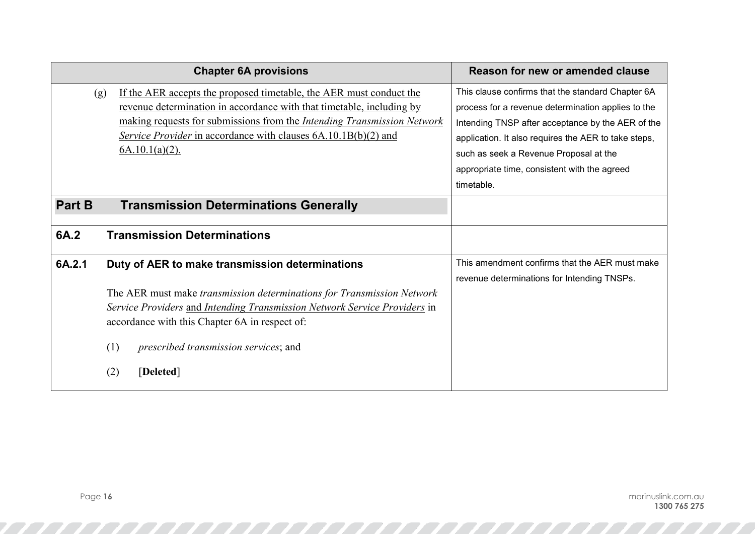| Chapter 6A provisions | Reason for new or amended clause |
|---|---|
| (g) If the AER accepts the proposed timetable, the AER must conduct the revenue determination in accordance with that timetable, including by making requests for submissions from the *Intending Transmission Network Service Provider* in accordance with clauses 6A.10.1B(b)(2) and 6A.10.1(a)(2). | This clause confirms that the standard Chapter 6A process for a revenue determination applies to the Intending TNSP after acceptance by the AER of the application. It also requires the AER to take steps, such as seek a Revenue Proposal at the appropriate time, consistent with the agreed timetable. |
| **Part B Transmission Determinations Generally** | |
| **6A.2 Transmission Determinations** | |
| **6A.2.1 Duty of AER to make transmission determinations**<br><br>The AER must make *transmission determinations for Transmission Network Service Providers* and *Intending Transmission Network Service Providers* in accordance with this Chapter 6A in respect of:<br><br>(1) *prescribed transmission services*; and<br><br>(2) [**Deleted**] | This amendment confirms that the AER must make revenue determinations for Intending TNSPs. |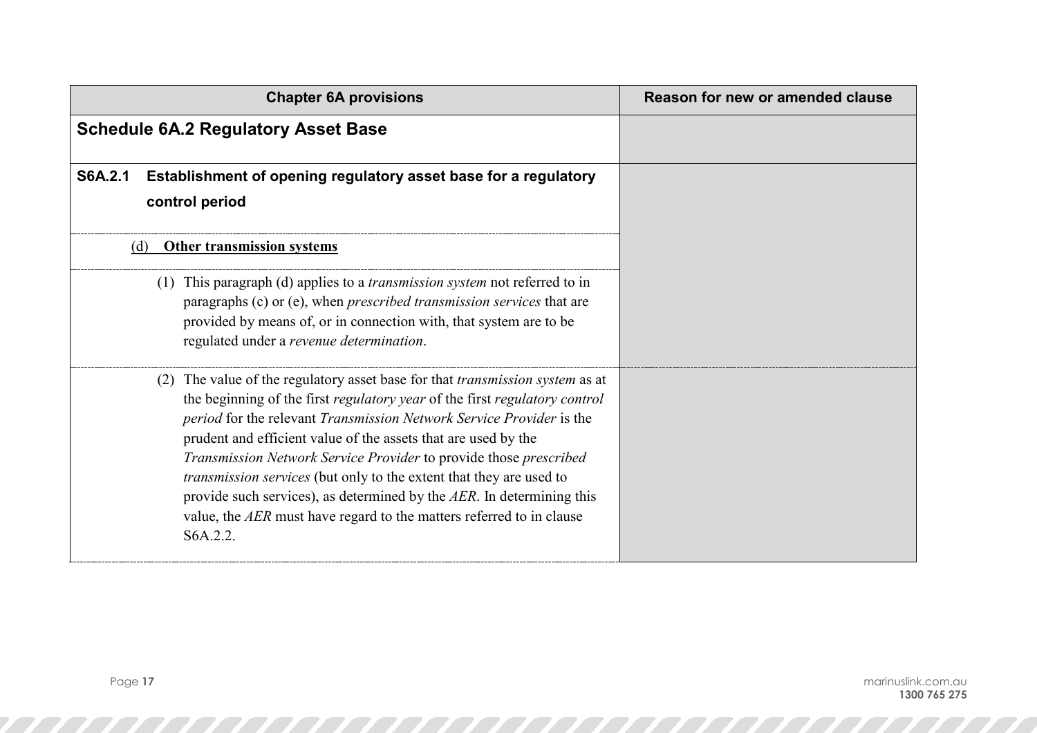| Chapter 6A provisions | Reason for new or amended clause |
| --- | --- |
| **Schedule 6A.2 Regulatory Asset Base** | |
| **S6A.2.1 Establishment of opening regulatory asset base for a regulatory control period** | |
| (d) **Other transmission systems** | |
| (1) This paragraph (d) applies to a *transmission system* not referred to in paragraphs (c) or (e), when *prescribed transmission services* that are provided by means of, or in connection with, that system are to be regulated under a *revenue determination*. | |
| (2) The value of the regulatory asset base for that *transmission system* as at the beginning of the first *regulatory year* of the first *regulatory control period* for the relevant *Transmission Network Service Provider* is the prudent and efficient value of the assets that are used by the *Transmission Network Service Provider* to provide those *prescribed transmission services* (but only to the extent that they are used to provide such services), as determined by the *AER*. In determining this value, the *AER* must have regard to the matters referred to in clause S6A.2.2. | |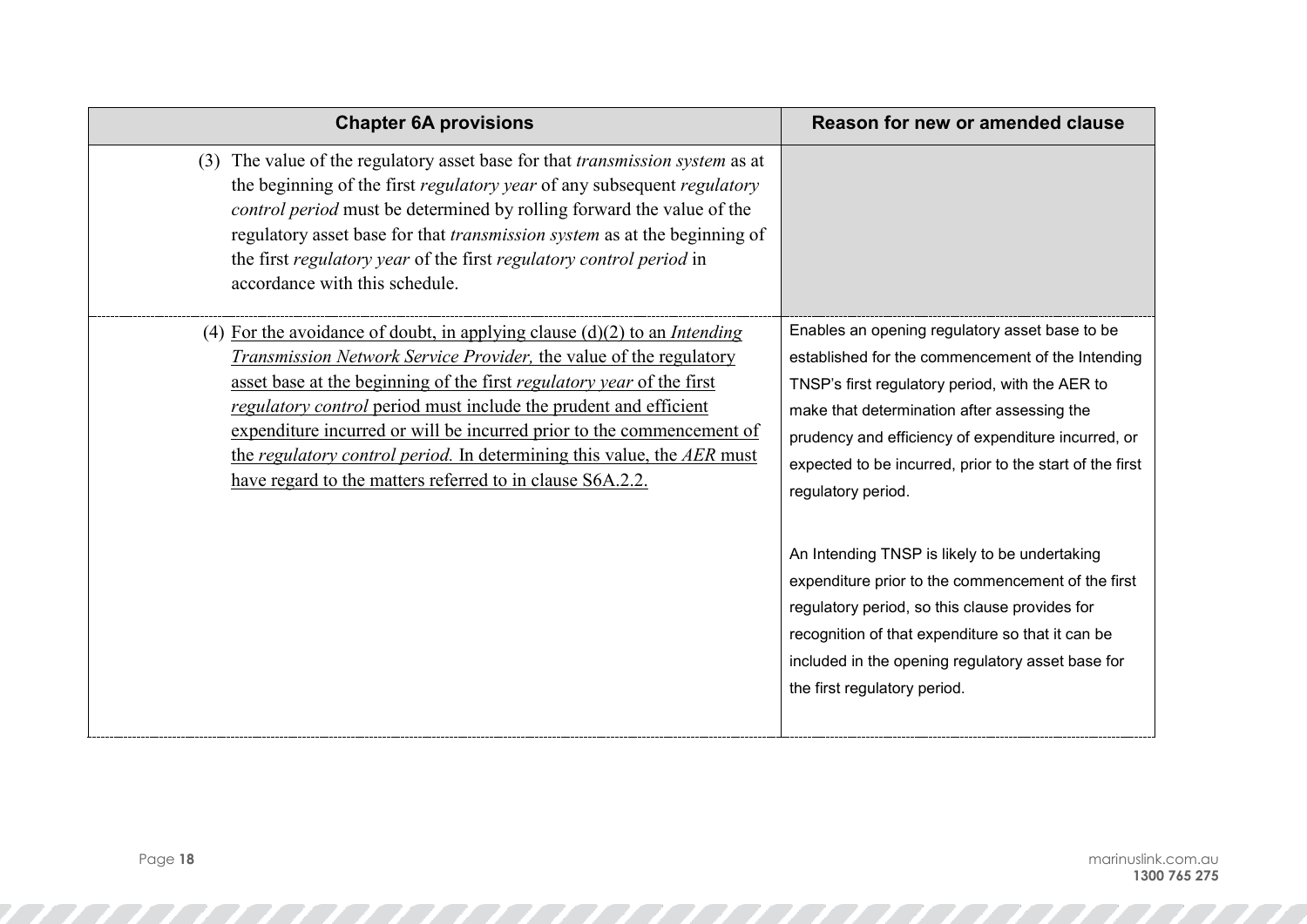| Chapter 6A provisions | Reason for new or amended clause |
|---|---|
| (3) The value of the regulatory asset base for that *transmission system* as at the beginning of the first *regulatory year* of any subsequent *regulatory control period* must be determined by rolling forward the value of the regulatory asset base for that *transmission system* as at the beginning of the first *regulatory year* of the first *regulatory control period* in accordance with this schedule. | |
| (4) <u>For the avoidance of doubt, in applying clause (d)(2) to an *Intending Transmission Network Service Provider,* the value of the regulatory asset base at the beginning of the first *regulatory year* of the first *regulatory control* period must include the prudent and efficient expenditure incurred or will be incurred prior to the commencement of the *regulatory control period.* In determining this value, the *AER* must have regard to the matters referred to in clause S6A.2.2.</u> | Enables an opening regulatory asset base to be established for the commencement of the Intending TNSP's first regulatory period, with the AER to make that determination after assessing the prudency and efficiency of expenditure incurred, or expected to be incurred, prior to the start of the first regulatory period.<br><br>An Intending TNSP is likely to be undertaking expenditure prior to the commencement of the first regulatory period, so this clause provides for recognition of that expenditure so that it can be included in the opening regulatory asset base for the first regulatory period. |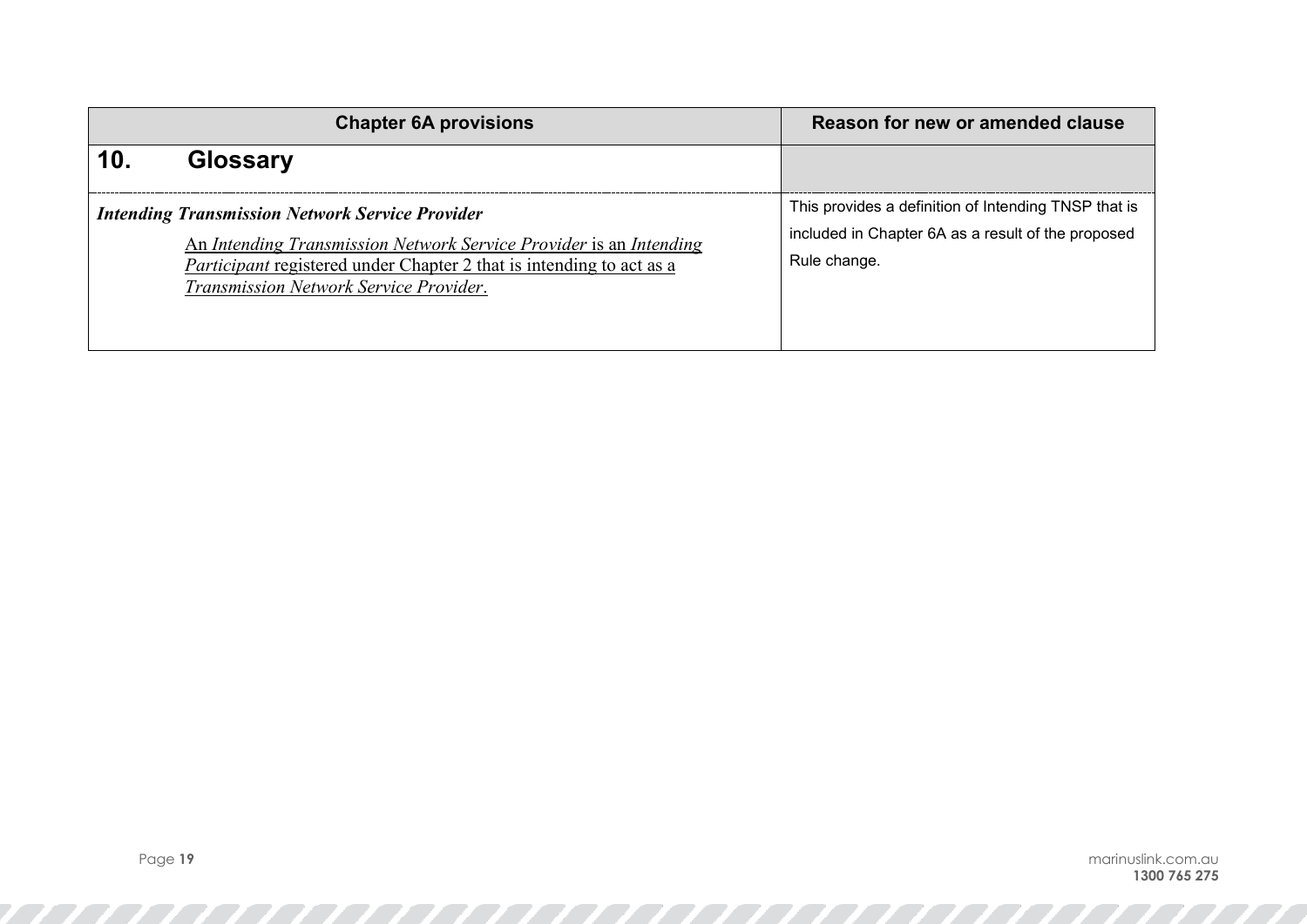| Chapter 6A provisions | Reason for new or amended clause |
| --- | --- |
| **10. Glossary** | |
| ***Intending Transmission Network Service Provider***<br><br>An *Intending Transmission Network Service Provider* is an *Intending Participant* registered under Chapter 2 that is intending to act as a *Transmission Network Service Provider*. | This provides a definition of Intending TNSP that is included in Chapter 6A as a result of the proposed Rule change. |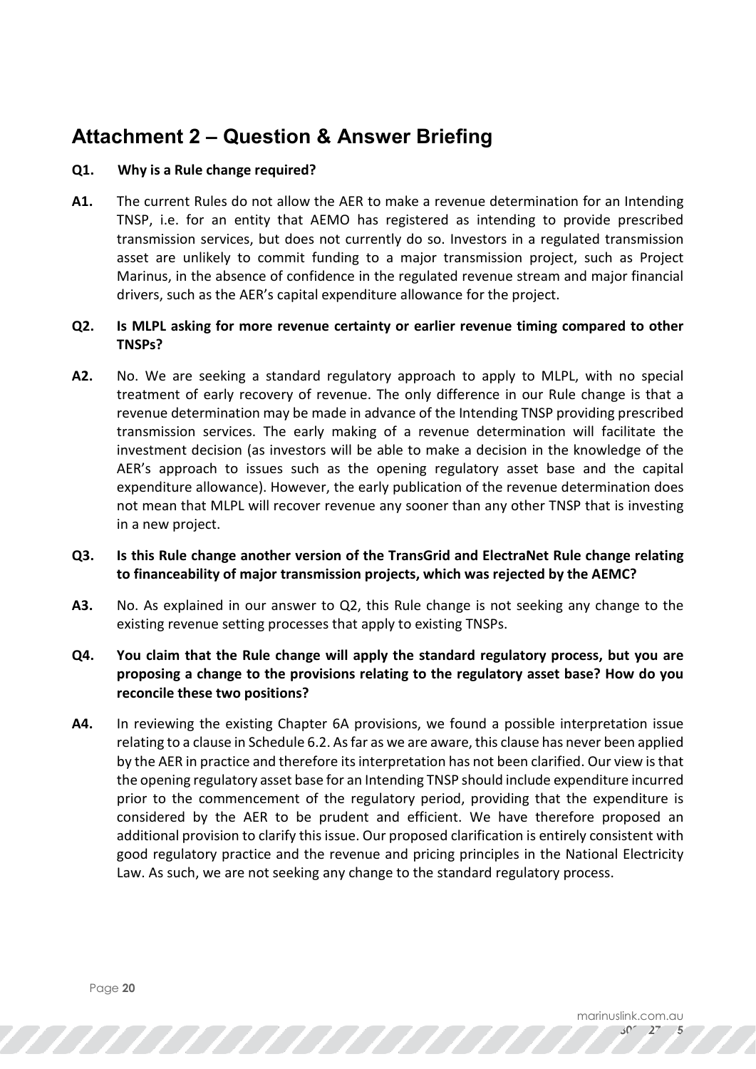## Attachment 2 – Question & Answer Briefing

**Q1. Why is a Rule change required?**

**A1.** The current Rules do not allow the AER to make a revenue determination for an Intending TNSP, i.e. for an entity that AEMO has registered as intending to provide prescribed transmission services, but does not currently do so. Investors in a regulated transmission asset are unlikely to commit funding to a major transmission project, such as Project Marinus, in the absence of confidence in the regulated revenue stream and major financial drivers, such as the AER's capital expenditure allowance for the project.

**Q2. Is MLPL asking for more revenue certainty or earlier revenue timing compared to other TNSPs?**

**A2.** No. We are seeking a standard regulatory approach to apply to MLPL, with no special treatment of early recovery of revenue. The only difference in our Rule change is that a revenue determination may be made in advance of the Intending TNSP providing prescribed transmission services. The early making of a revenue determination will facilitate the investment decision (as investors will be able to make a decision in the knowledge of the AER's approach to issues such as the opening regulatory asset base and the capital expenditure allowance). However, the early publication of the revenue determination does not mean that MLPL will recover revenue any sooner than any other TNSP that is investing in a new project.

**Q3. Is this Rule change another version of the TransGrid and ElectraNet Rule change relating to financeability of major transmission projects, which was rejected by the AEMC?**

**A3.** No. As explained in our answer to Q2, this Rule change is not seeking any change to the existing revenue setting processes that apply to existing TNSPs.

**Q4. You claim that the Rule change will apply the standard regulatory process, but you are proposing a change to the provisions relating to the regulatory asset base? How do you reconcile these two positions?**

**A4.** In reviewing the existing Chapter 6A provisions, we found a possible interpretation issue relating to a clause in Schedule 6.2. As far as we are aware, this clause has never been applied by the AER in practice and therefore its interpretation has not been clarified. Our view is that the opening regulatory asset base for an Intending TNSP should include expenditure incurred prior to the commencement of the regulatory period, providing that the expenditure is considered by the AER to be prudent and efficient. We have therefore proposed an additional provision to clarify this issue. Our proposed clarification is entirely consistent with good regulatory practice and the revenue and pricing principles in the National Electricity Law. As such, we are not seeking any change to the standard regulatory process.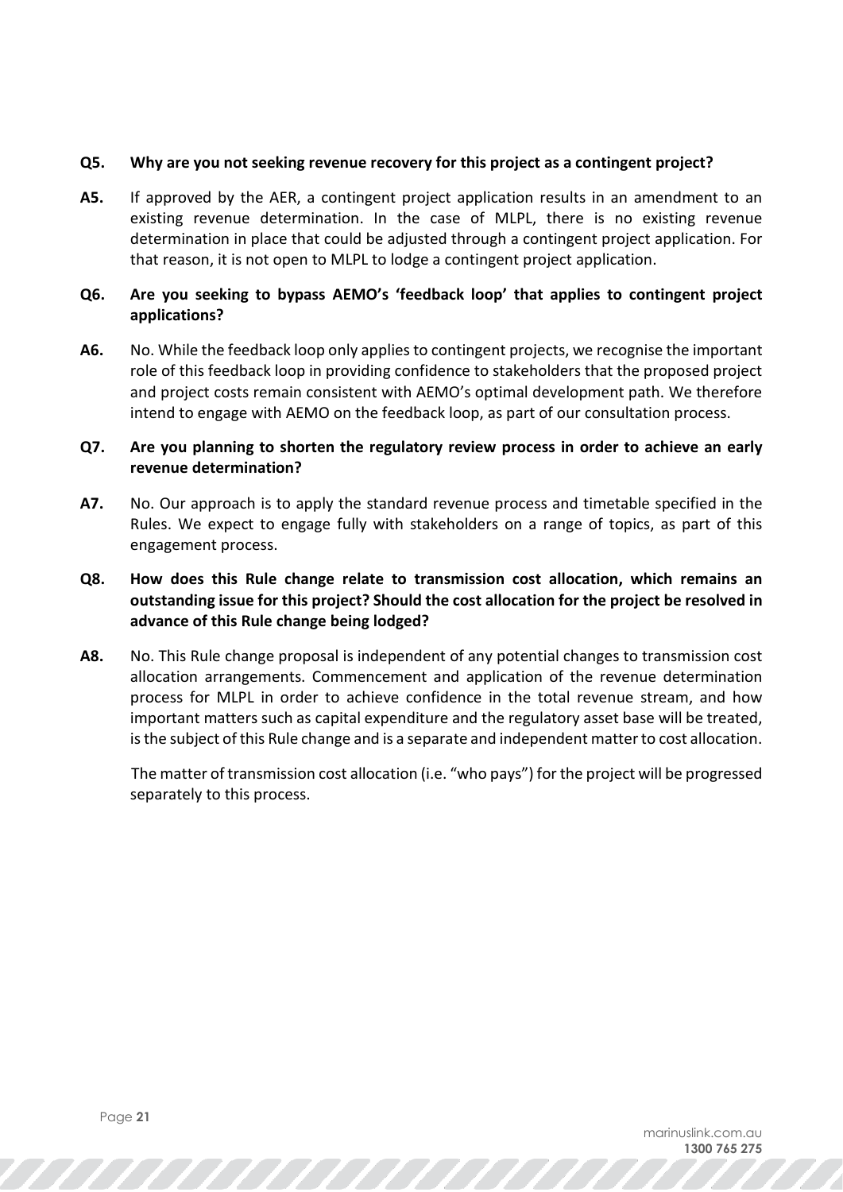**Q5. Why are you not seeking revenue recovery for this project as a contingent project?**

**A5.** If approved by the AER, a contingent project application results in an amendment to an existing revenue determination. In the case of MLPL, there is no existing revenue determination in place that could be adjusted through a contingent project application. For that reason, it is not open to MLPL to lodge a contingent project application.

**Q6. Are you seeking to bypass AEMO's 'feedback loop' that applies to contingent project applications?**

**A6.** No. While the feedback loop only applies to contingent projects, we recognise the important role of this feedback loop in providing confidence to stakeholders that the proposed project and project costs remain consistent with AEMO's optimal development path. We therefore intend to engage with AEMO on the feedback loop, as part of our consultation process.

**Q7. Are you planning to shorten the regulatory review process in order to achieve an early revenue determination?**

**A7.** No. Our approach is to apply the standard revenue process and timetable specified in the Rules. We expect to engage fully with stakeholders on a range of topics, as part of this engagement process.

**Q8. How does this Rule change relate to transmission cost allocation, which remains an outstanding issue for this project? Should the cost allocation for the project be resolved in advance of this Rule change being lodged?**

**A8.** No. This Rule change proposal is independent of any potential changes to transmission cost allocation arrangements. Commencement and application of the revenue determination process for MLPL in order to achieve confidence in the total revenue stream, and how important matters such as capital expenditure and the regulatory asset base will be treated, is the subject of this Rule change and is a separate and independent matter to cost allocation.

The matter of transmission cost allocation (i.e. "who pays") for the project will be progressed separately to this process.